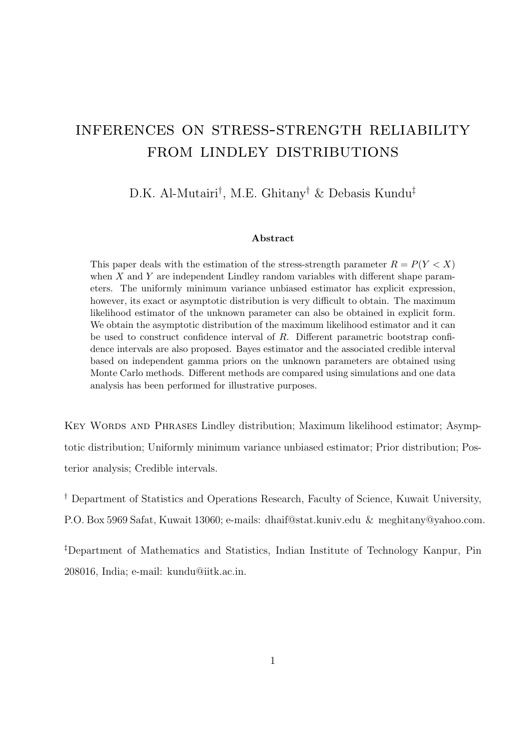# INFERENCES ON STRESS-STRENGTH RELIABILITY FROM LINDLEY DISTRIBUTIONS

D.K. Al-Mutairi[†], M.E. Ghitany[†] & Debasis Kundu[‡]

### Abstract

This paper deals with the estimation of the stress-strength parameter $R = P(Y < X)$ when $X$ and $Y$ are independent Lindley random variables with different shape parameters. The uniformly minimum variance unbiased estimator has explicit expression, however, its exact or asymptotic distribution is very difficult to obtain. The maximum likelihood estimator of the unknown parameter can also be obtained in explicit form. We obtain the asymptotic distribution of the maximum likelihood estimator and it can be used to construct confidence interval of $R$. Different parametric bootstrap confidence intervals are also proposed. Bayes estimator and the associated credible interval based on independent gamma priors on the unknown parameters are obtained using Monte Carlo methods. Different methods are compared using simulations and one data analysis has been performed for illustrative purposes.

Key Words and Phrases Lindley distribution; Maximum likelihood estimator; Asymptotic distribution; Uniformly minimum variance unbiased estimator; Prior distribution; Posterior analysis; Credible intervals.

[†] Department of Statistics and Operations Research, Faculty of Science, Kuwait University, P.O. Box 5969 Safat, Kuwait 13060; e-mails: dhaif@stat.kuniv.edu & meghitany@yahoo.com.

[‡]Department of Mathematics and Statistics, Indian Institute of Technology Kanpur, Pin 208016, India; e-mail: kundu@iitk.ac.in.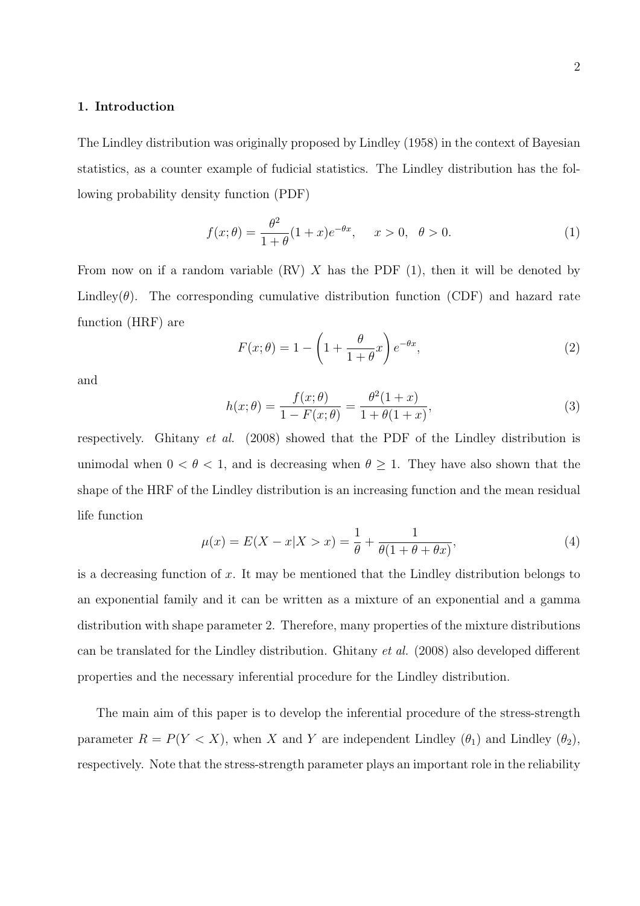## 1. Introduction

The Lindley distribution was originally proposed by Lindley (1958) in the context of Bayesian statistics, as a counter example of fudicial statistics. The Lindley distribution has the following probability density function (PDF)

$$f(x;\theta) = \frac{\theta^2}{1+\theta}(1+x)e^{-\theta x}, \quad x > 0, \ \ \theta > 0. \tag{1}$$

From now on if a random variable (RV) $X$ has the PDF (1), then it will be denoted by Lindley($\theta$). The corresponding cumulative distribution function (CDF) and hazard rate function (HRF) are

$$F(x;\theta) = 1 - \left(1 + \frac{\theta}{1+\theta}x\right)e^{-\theta x}, \tag{2}$$

and

$$h(x;\theta) = \frac{f(x;\theta)}{1 - F(x;\theta)} = \frac{\theta^2(1+x)}{1+\theta(1+x)}, \tag{3}$$

respectively. Ghitany *et al.* (2008) showed that the PDF of the Lindley distribution is unimodal when $0 < \theta < 1$, and is decreasing when $\theta \geq 1$. They have also shown that the shape of the HRF of the Lindley distribution is an increasing function and the mean residual life function

$$\mu(x) = E(X - x|X > x) = \frac{1}{\theta} + \frac{1}{\theta(1+\theta+\theta x)}, \tag{4}$$

is a decreasing function of $x$. It may be mentioned that the Lindley distribution belongs to an exponential family and it can be written as a mixture of an exponential and a gamma distribution with shape parameter 2. Therefore, many properties of the mixture distributions can be translated for the Lindley distribution. Ghitany *et al.* (2008) also developed different properties and the necessary inferential procedure for the Lindley distribution.

The main aim of this paper is to develop the inferential procedure of the stress-strength parameter $R = P(Y < X)$, when $X$ and $Y$ are independent Lindley ($\theta_1$) and Lindley ($\theta_2$), respectively. Note that the stress-strength parameter plays an important role in the reliability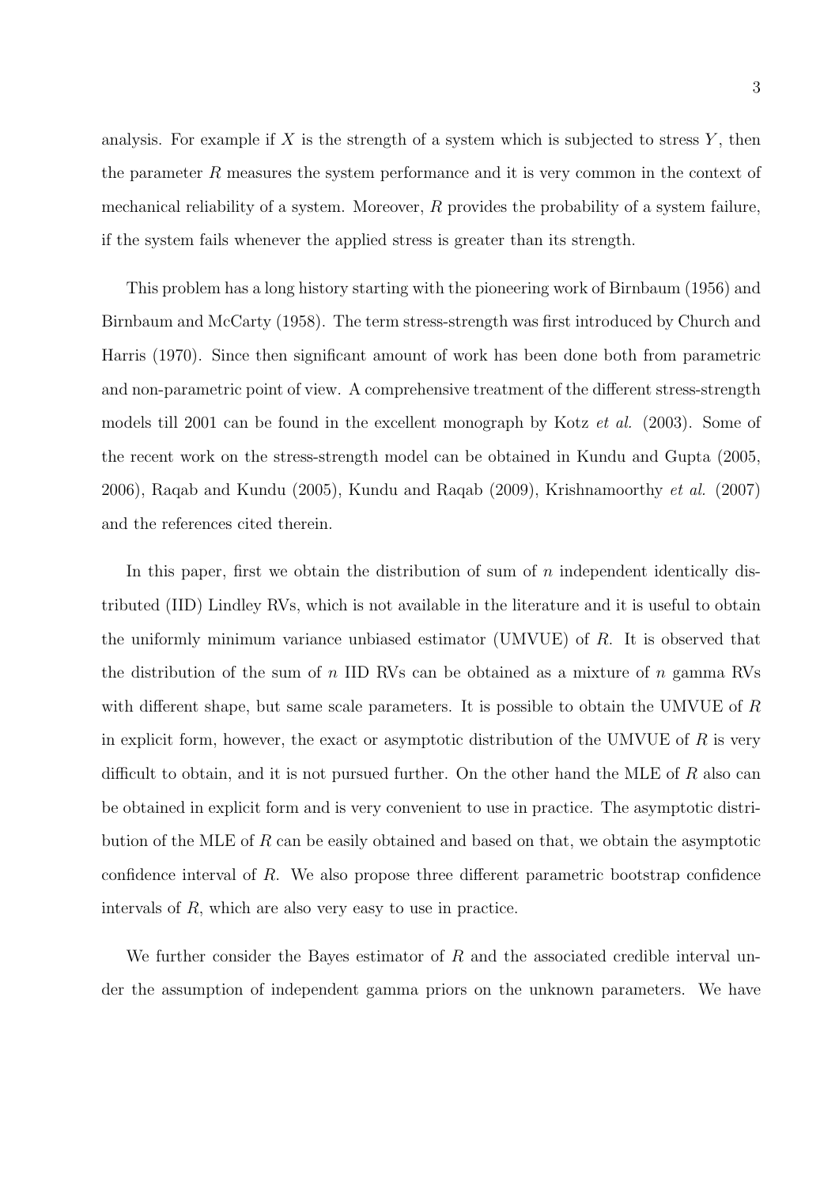analysis. For example if $X$ is the strength of a system which is subjected to stress $Y$, then the parameter $R$ measures the system performance and it is very common in the context of mechanical reliability of a system. Moreover, $R$ provides the probability of a system failure, if the system fails whenever the applied stress is greater than its strength.

This problem has a long history starting with the pioneering work of Birnbaum (1956) and Birnbaum and McCarty (1958). The term stress-strength was first introduced by Church and Harris (1970). Since then significant amount of work has been done both from parametric and non-parametric point of view. A comprehensive treatment of the different stress-strength models till 2001 can be found in the excellent monograph by Kotz *et al.* (2003). Some of the recent work on the stress-strength model can be obtained in Kundu and Gupta (2005, 2006), Raqab and Kundu (2005), Kundu and Raqab (2009), Krishnamoorthy *et al.* (2007) and the references cited therein.

In this paper, first we obtain the distribution of sum of $n$ independent identically distributed (IID) Lindley RVs, which is not available in the literature and it is useful to obtain the uniformly minimum variance unbiased estimator (UMVUE) of $R$. It is observed that the distribution of the sum of $n$ IID RVs can be obtained as a mixture of $n$ gamma RVs with different shape, but same scale parameters. It is possible to obtain the UMVUE of $R$ in explicit form, however, the exact or asymptotic distribution of the UMVUE of $R$ is very difficult to obtain, and it is not pursued further. On the other hand the MLE of $R$ also can be obtained in explicit form and is very convenient to use in practice. The asymptotic distribution of the MLE of $R$ can be easily obtained and based on that, we obtain the asymptotic confidence interval of $R$. We also propose three different parametric bootstrap confidence intervals of $R$, which are also very easy to use in practice.

We further consider the Bayes estimator of $R$ and the associated credible interval under the assumption of independent gamma priors on the unknown parameters. We have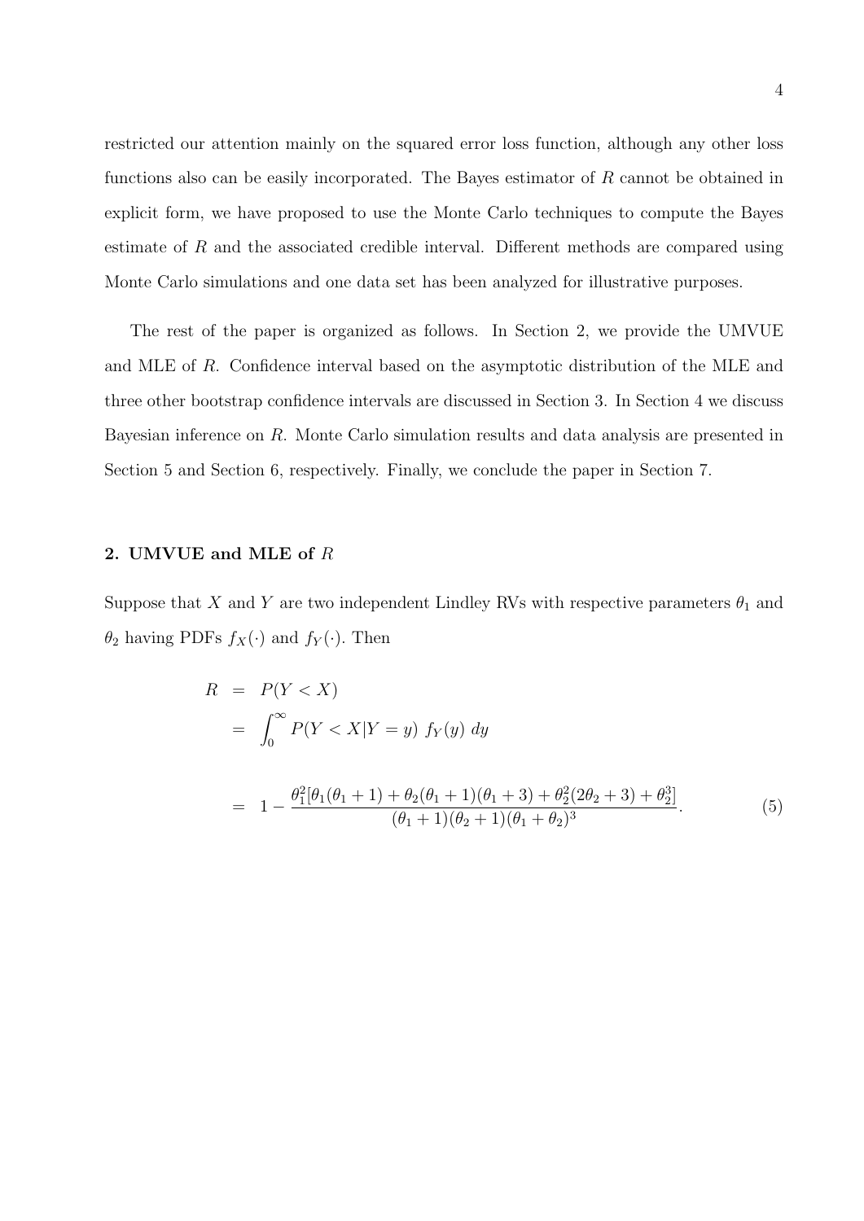restricted our attention mainly on the squared error loss function, although any other loss functions also can be easily incorporated. The Bayes estimator of $R$ cannot be obtained in explicit form, we have proposed to use the Monte Carlo techniques to compute the Bayes estimate of $R$ and the associated credible interval. Different methods are compared using Monte Carlo simulations and one data set has been analyzed for illustrative purposes.

The rest of the paper is organized as follows. In Section 2, we provide the UMVUE and MLE of $R$. Confidence interval based on the asymptotic distribution of the MLE and three other bootstrap confidence intervals are discussed in Section 3. In Section 4 we discuss Bayesian inference on $R$. Monte Carlo simulation results and data analysis are presented in Section 5 and Section 6, respectively. Finally, we conclude the paper in Section 7.

## 2. UMVUE and MLE of $R$

Suppose that $X$ and $Y$ are two independent Lindley RVs with respective parameters $\theta_1$ and $\theta_2$ having PDFs $f_X(\cdot)$ and $f_Y(\cdot)$. Then

$$
\begin{aligned}
R &= P(Y < X) \\
&= \int_0^\infty P(Y < X | Y = y)\; f_Y(y)\; dy \\
&= 1 - \frac{\theta_1^2[\theta_1(\theta_1+1) + \theta_2(\theta_1+1)(\theta_1+3) + \theta_2^2(2\theta_2+3) + \theta_2^3]}{(\theta_1+1)(\theta_2+1)(\theta_1+\theta_2)^3}. \qquad (5)
\end{aligned}
$$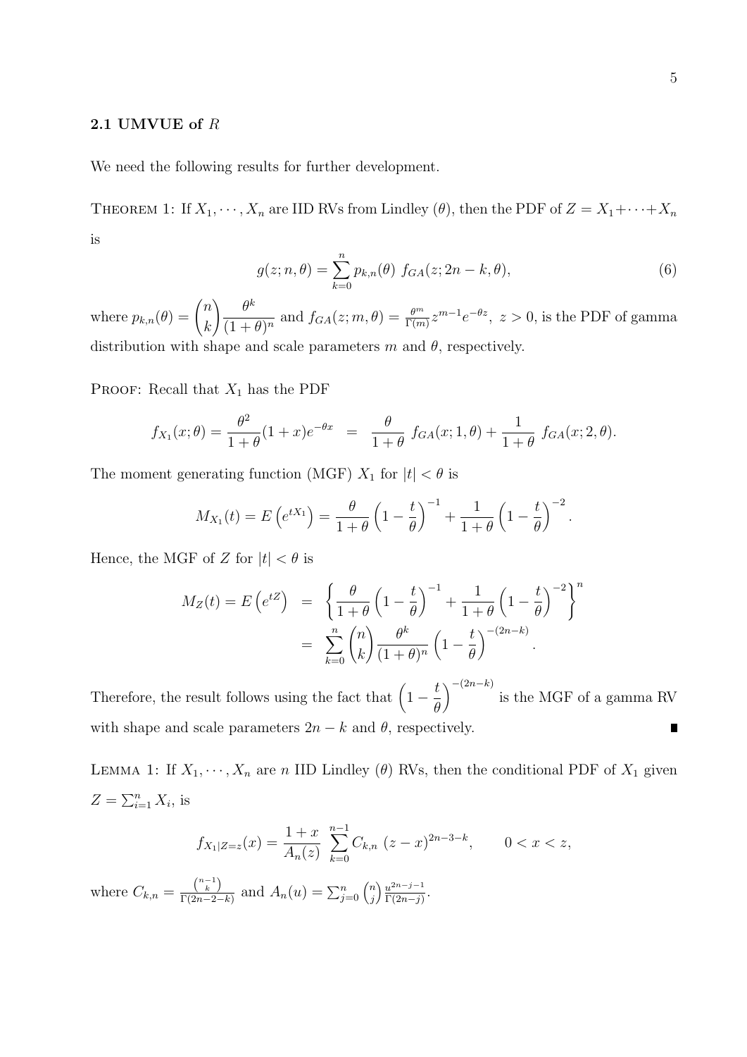### 2.1 UMVUE of $R$

We need the following results for further development.

THEOREM 1: If $X_1, \cdots, X_n$ are IID RVs from Lindley $(\theta)$, then the PDF of $Z = X_1 + \cdots + X_n$ is

$$g(z; n, \theta) = \sum_{k=0}^{n} p_{k,n}(\theta) \; f_{GA}(z; 2n-k, \theta), \tag{6}$$

where $p_{k,n}(\theta) = \binom{n}{k} \dfrac{\theta^k}{(1+\theta)^n}$ and $f_{GA}(z; m, \theta) = \frac{\theta^m}{\Gamma(m)} z^{m-1} e^{-\theta z}, \; z > 0$, is the PDF of gamma distribution with shape and scale parameters $m$ and $\theta$, respectively.

PROOF: Recall that $X_1$ has the PDF

$$f_{X_1}(x; \theta) = \frac{\theta^2}{1+\theta}(1+x)e^{-\theta x} \;\; = \;\; \frac{\theta}{1+\theta} \; f_{GA}(x; 1, \theta) + \frac{1}{1+\theta} \; f_{GA}(x; 2, \theta).$$

The moment generating function (MGF) $X_1$ for $|t| < \theta$ is

$$M_{X_1}(t) = E\left(e^{tX_1}\right) = \frac{\theta}{1+\theta}\left(1 - \frac{t}{\theta}\right)^{-1} + \frac{1}{1+\theta}\left(1 - \frac{t}{\theta}\right)^{-2}.$$

Hence, the MGF of $Z$ for $|t| < \theta$ is

$$\begin{aligned} M_Z(t) = E\left(e^{tZ}\right) &= \left\{ \frac{\theta}{1+\theta}\left(1 - \frac{t}{\theta}\right)^{-1} + \frac{1}{1+\theta}\left(1 - \frac{t}{\theta}\right)^{-2} \right\}^n \\ &= \sum_{k=0}^{n} \binom{n}{k} \frac{\theta^k}{(1+\theta)^n} \left(1 - \frac{t}{\theta}\right)^{-(2n-k)}. \end{aligned}$$

Therefore, the result follows using the fact that $\left(1 - \dfrac{t}{\theta}\right)^{-(2n-k)}$ is the MGF of a gamma RV with shape and scale parameters $2n-k$ and $\theta$, respectively. ∎

LEMMA 1: If $X_1, \cdots, X_n$ are $n$ IID Lindley $(\theta)$ RVs, then the conditional PDF of $X_1$ given $Z = \sum_{i=1}^{n} X_i$, is

$$f_{X_1|Z=z}(x) = \frac{1+x}{A_n(z)} \; \sum_{k=0}^{n-1} C_{k,n} \; (z-x)^{2n-3-k}, \qquad 0 < x < z,$$

where $C_{k,n} = \frac{\binom{n-1}{k}}{\Gamma(2n-2-k)}$ and $A_n(u) = \sum_{j=0}^{n} \binom{n}{j} \frac{u^{2n-j-1}}{\Gamma(2n-j)}$.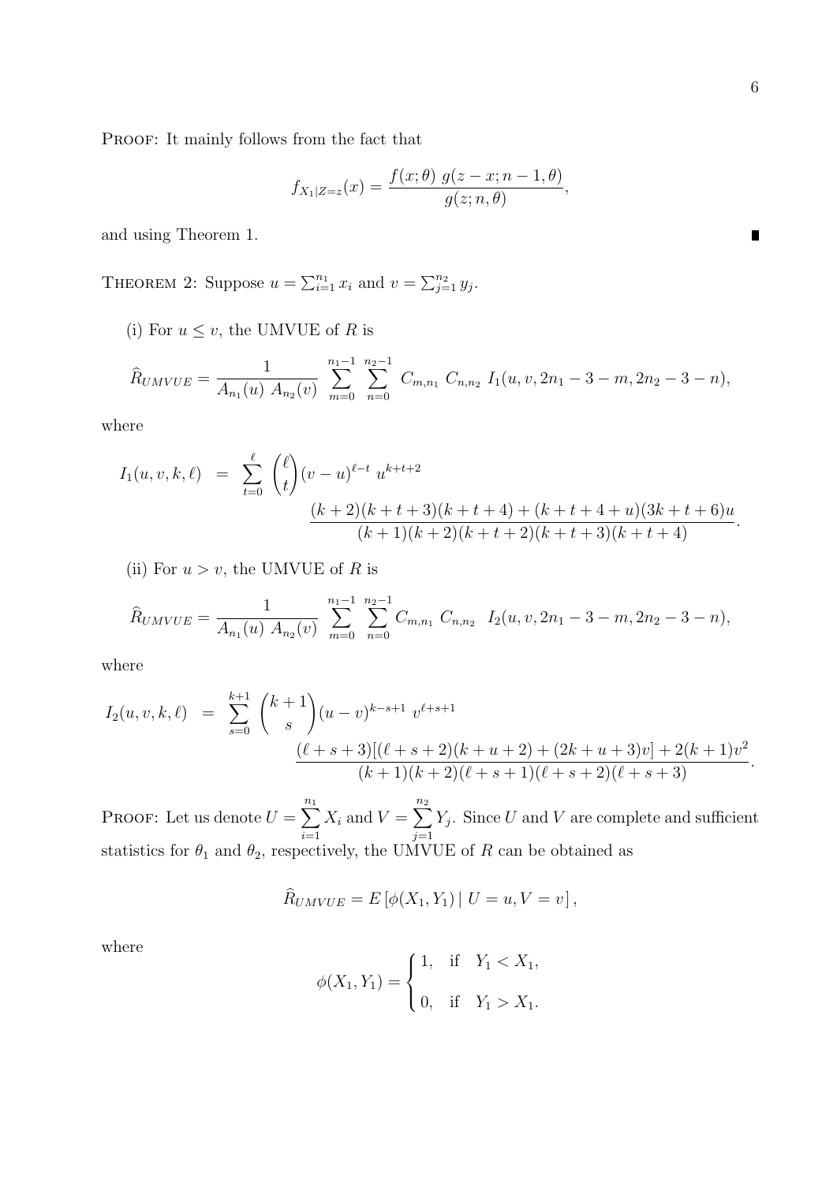PROOF: It mainly follows from the fact that

$$f_{X_1|Z=z}(x) = \frac{f(x;\theta)\; g(z-x; n-1, \theta)}{g(z; n, \theta)},$$

and using Theorem 1. ∎

THEOREM 2: Suppose $u = \sum_{i=1}^{n_1} x_i$ and $v = \sum_{j=1}^{n_2} y_j$.

(i) For $u \leq v$, the UMVUE of $R$ is

$$\widehat{R}_{UMVUE} = \frac{1}{A_{n_1}(u)\; A_{n_2}(v)} \sum_{m=0}^{n_1-1} \sum_{n=0}^{n_2-1} C_{m,n_1}\; C_{n,n_2}\; I_1(u, v, 2n_1 - 3 - m, 2n_2 - 3 - n),$$

where

$$I_1(u,v,k,\ell) \;=\; \sum_{t=0}^{\ell} \binom{\ell}{t} (v-u)^{\ell-t}\; u^{k+t+2} \frac{(k+2)(k+t+3)(k+t+4) + (k+t+4+u)(3k+t+6)u}{(k+1)(k+2)(k+t+2)(k+t+3)(k+t+4)}.$$

(ii) For $u > v$, the UMVUE of $R$ is

$$\widehat{R}_{UMVUE} = \frac{1}{A_{n_1}(u)\; A_{n_2}(v)} \sum_{m=0}^{n_1-1} \sum_{n=0}^{n_2-1} C_{m,n_1}\; C_{n,n_2}\;\; I_2(u, v, 2n_1 - 3 - m, 2n_2 - 3 - n),$$

where

$$I_2(u,v,k,\ell) \;=\; \sum_{s=0}^{k+1} \binom{k+1}{s} (u-v)^{k-s+1}\; v^{\ell+s+1} \frac{(\ell+s+3)[(\ell+s+2)(k+u+2) + (2k+u+3)v] + 2(k+1)v^2}{(k+1)(k+2)(\ell+s+1)(\ell+s+2)(\ell+s+3)}.$$

PROOF: Let us denote $U = \sum_{i=1}^{n_1} X_i$ and $V = \sum_{j=1}^{n_2} Y_j$. Since $U$ and $V$ are complete and sufficient statistics for $\theta_1$ and $\theta_2$, respectively, the UMVUE of $R$ can be obtained as

$$\widehat{R}_{UMVUE} = E\left[\phi(X_1, Y_1) \mid U = u, V = v\right],$$

where

$$\phi(X_1, Y_1) = \begin{cases} 1, & \text{if} \quad Y_1 < X_1, \\ 0, & \text{if} \quad Y_1 > X_1. \end{cases}$$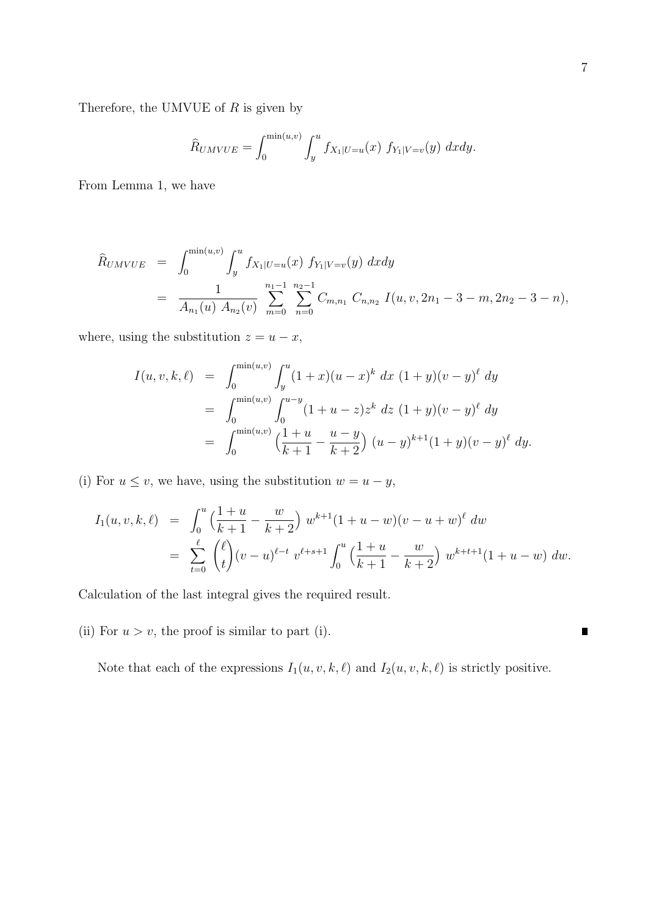Therefore, the UMVUE of $R$ is given by

$$\widehat{R}_{UMVUE} = \int_0^{\min(u,v)} \int_y^u f_{X_1|U=u}(x)\ f_{Y_1|V=v}(y)\ dxdy.$$

From Lemma 1, we have

$$\begin{aligned}
\widehat{R}_{UMVUE} &= \int_0^{\min(u,v)} \int_y^u f_{X_1|U=u}(x)\ f_{Y_1|V=v}(y)\ dxdy \\
&= \frac{1}{A_{n_1}(u)\ A_{n_2}(v)} \sum_{m=0}^{n_1-1} \sum_{n=0}^{n_2-1} C_{m,n_1}\ C_{n,n_2}\ I(u, v, 2n_1 - 3 - m, 2n_2 - 3 - n),
\end{aligned}$$

where, using the substitution $z = u - x$,

$$\begin{aligned}
I(u, v, k, \ell) &= \int_0^{\min(u,v)} \int_y^u (1+x)(u-x)^k\ dx\ (1+y)(v-y)^\ell\ dy \\
&= \int_0^{\min(u,v)} \int_0^{u-y} (1+u-z) z^k\ dz\ (1+y)(v-y)^\ell\ dy \\
&= \int_0^{\min(u,v)} \Big(\frac{1+u}{k+1} - \frac{u-y}{k+2}\Big)\ (u-y)^{k+1}(1+y)(v-y)^\ell\ dy.
\end{aligned}$$

(i) For $u \leq v$, we have, using the substitution $w = u - y$,

$$\begin{aligned}
I_1(u, v, k, \ell) &= \int_0^u \Big(\frac{1+u}{k+1} - \frac{w}{k+2}\Big)\ w^{k+1}(1+u-w)(v-u+w)^\ell\ dw \\
&= \sum_{t=0}^{\ell} \binom{\ell}{t} (v-u)^{\ell-t}\ v^{\ell+s+1} \int_0^u \Big(\frac{1+u}{k+1} - \frac{w}{k+2}\Big)\ w^{k+t+1}(1+u-w)\ dw.
\end{aligned}$$

Calculation of the last integral gives the required result.

(ii) For $u > v$, the proof is similar to part (i). ∎

Note that each of the expressions $I_1(u, v, k, \ell)$ and $I_2(u, v, k, \ell)$ is strictly positive.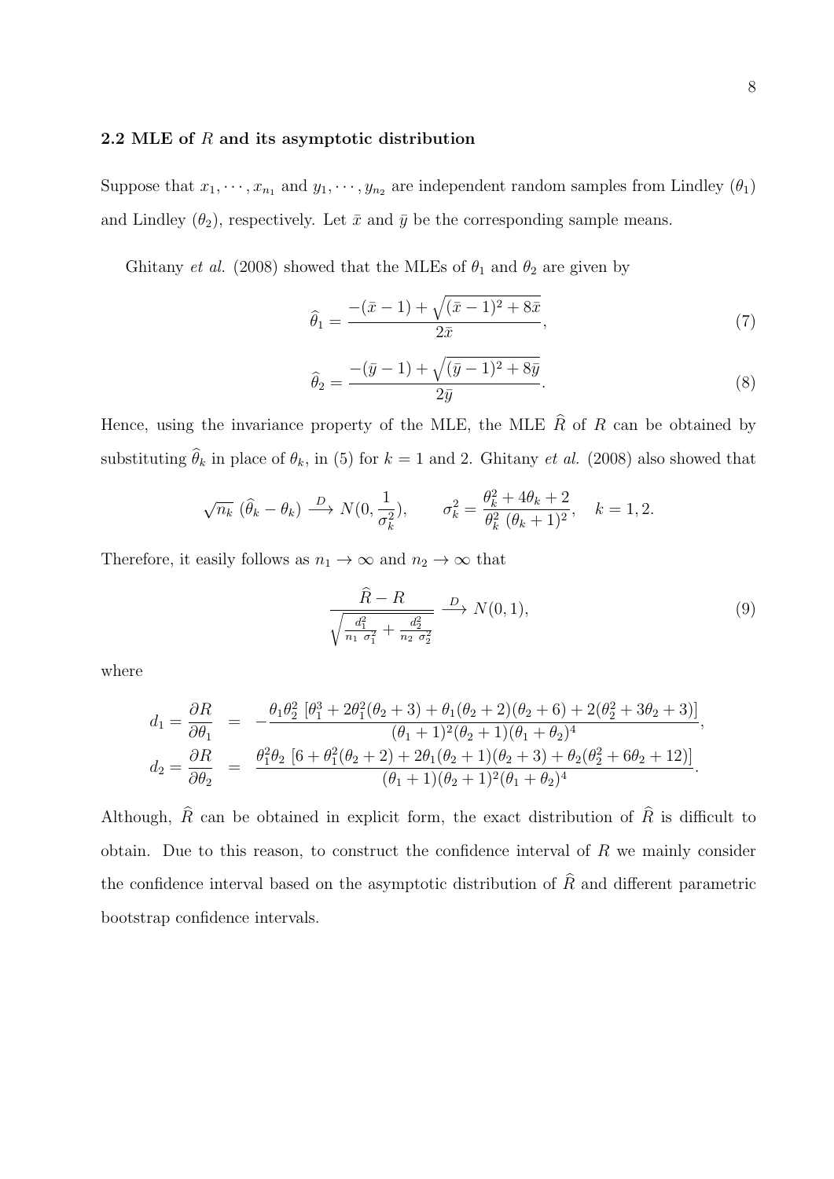## 2.2 MLE of $R$ and its asymptotic distribution

Suppose that $x_1, \cdots, x_{n_1}$ and $y_1, \cdots, y_{n_2}$ are independent random samples from Lindley ($\theta_1$) and Lindley ($\theta_2$), respectively. Let $\bar{x}$ and $\bar{y}$ be the corresponding sample means.

Ghitany *et al.* (2008) showed that the MLEs of $\theta_1$ and $\theta_2$ are given by

$$\widehat{\theta}_1 = \frac{-(\bar{x}-1) + \sqrt{(\bar{x}-1)^2 + 8\bar{x}}}{2\bar{x}}, \tag{7}$$

$$\widehat{\theta}_2 = \frac{-(\bar{y}-1) + \sqrt{(\bar{y}-1)^2 + 8\bar{y}}}{2\bar{y}}. \tag{8}$$

Hence, using the invariance property of the MLE, the MLE $\widehat{R}$ of $R$ can be obtained by substituting $\widehat{\theta}_k$ in place of $\theta_k$, in (5) for $k = 1$ and 2. Ghitany *et al.* (2008) also showed that

$$\sqrt{n_k}\ (\widehat{\theta}_k - \theta_k) \xrightarrow{D} N(0, \frac{1}{\sigma_k^2}), \qquad \sigma_k^2 = \frac{\theta_k^2 + 4\theta_k + 2}{\theta_k^2\ (\theta_k + 1)^2}, \quad k = 1, 2.$$

Therefore, it easily follows as $n_1 \to \infty$ and $n_2 \to \infty$ that

$$\frac{\widehat{R} - R}{\sqrt{\frac{d_1^2}{n_1\ \sigma_1^2} + \frac{d_2^2}{n_2\ \sigma_2^2}}} \xrightarrow{D} N(0, 1), \tag{9}$$

where

$$\begin{aligned} d_1 = \frac{\partial R}{\partial \theta_1} &= -\frac{\theta_1 \theta_2^2\ [\theta_1^3 + 2\theta_1^2(\theta_2 + 3) + \theta_1(\theta_2 + 2)(\theta_2 + 6) + 2(\theta_2^2 + 3\theta_2 + 3)]}{(\theta_1 + 1)^2(\theta_2 + 1)(\theta_1 + \theta_2)^4}, \\ d_2 = \frac{\partial R}{\partial \theta_2} &= \frac{\theta_1^2 \theta_2\ [6 + \theta_1^2(\theta_2 + 2) + 2\theta_1(\theta_2 + 1)(\theta_2 + 3) + \theta_2(\theta_2^2 + 6\theta_2 + 12)]}{(\theta_1 + 1)(\theta_2 + 1)^2(\theta_1 + \theta_2)^4}. \end{aligned}$$

Although, $\widehat{R}$ can be obtained in explicit form, the exact distribution of $\widehat{R}$ is difficult to obtain. Due to this reason, to construct the confidence interval of $R$ we mainly consider the confidence interval based on the asymptotic distribution of $\widehat{R}$ and different parametric bootstrap confidence intervals.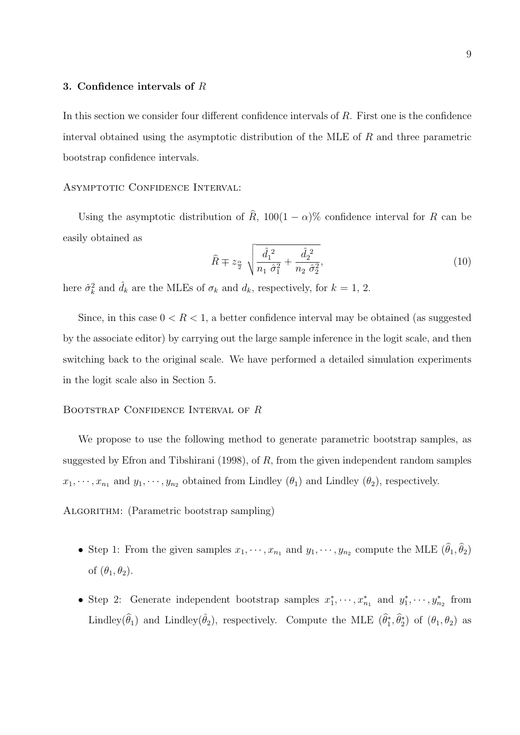## 3. Confidence intervals of $R$

In this section we consider four different confidence intervals of $R$. First one is the confidence interval obtained using the asymptotic distribution of the MLE of $R$ and three parametric bootstrap confidence intervals.

Asymptotic Confidence Interval:

Using the asymptotic distribution of $\widehat{R}$, $100(1-\alpha)\%$ confidence interval for $R$ can be easily obtained as

$$\widehat{R} \mp z_{\frac{\alpha}{2}} \sqrt{\frac{\hat{d_1}^2}{n_1\ \hat{\sigma}_1^2} + \frac{\hat{d_2}^2}{n_2\ \hat{\sigma}_2^2}}, \tag{10}$$

here $\hat{\sigma}_k^2$ and $\hat{d}_k$ are the MLEs of $\sigma_k$ and $d_k$, respectively, for $k = 1,\ 2$.

Since, in this case $0 < R < 1$, a better confidence interval may be obtained (as suggested by the associate editor) by carrying out the large sample inference in the logit scale, and then switching back to the original scale. We have performed a detailed simulation experiments in the logit scale also in Section 5.

Bootstrap Confidence Interval of $R$

We propose to use the following method to generate parametric bootstrap samples, as suggested by Efron and Tibshirani (1998), of $R$, from the given independent random samples $x_1, \cdots, x_{n_1}$ and $y_1, \cdots, y_{n_2}$ obtained from Lindley $(\theta_1)$ and Lindley $(\theta_2)$, respectively.

Algorithm: (Parametric bootstrap sampling)

- Step 1: From the given samples $x_1, \cdots, x_{n_1}$ and $y_1, \cdots, y_{n_2}$ compute the MLE $(\widehat{\theta}_1, \widehat{\theta}_2)$ of $(\theta_1, \theta_2)$.
- Step 2: Generate independent bootstrap samples $x_1^*, \cdots, x_{n_1}^*$ and $y_1^*, \cdots, y_{n_2}^*$ from Lindley$(\widehat{\theta}_1)$ and Lindley$(\hat{\theta}_2)$, respectively. Compute the MLE $(\widehat{\theta}_1^*, \widehat{\theta}_2^*)$ of $(\theta_1, \theta_2)$ as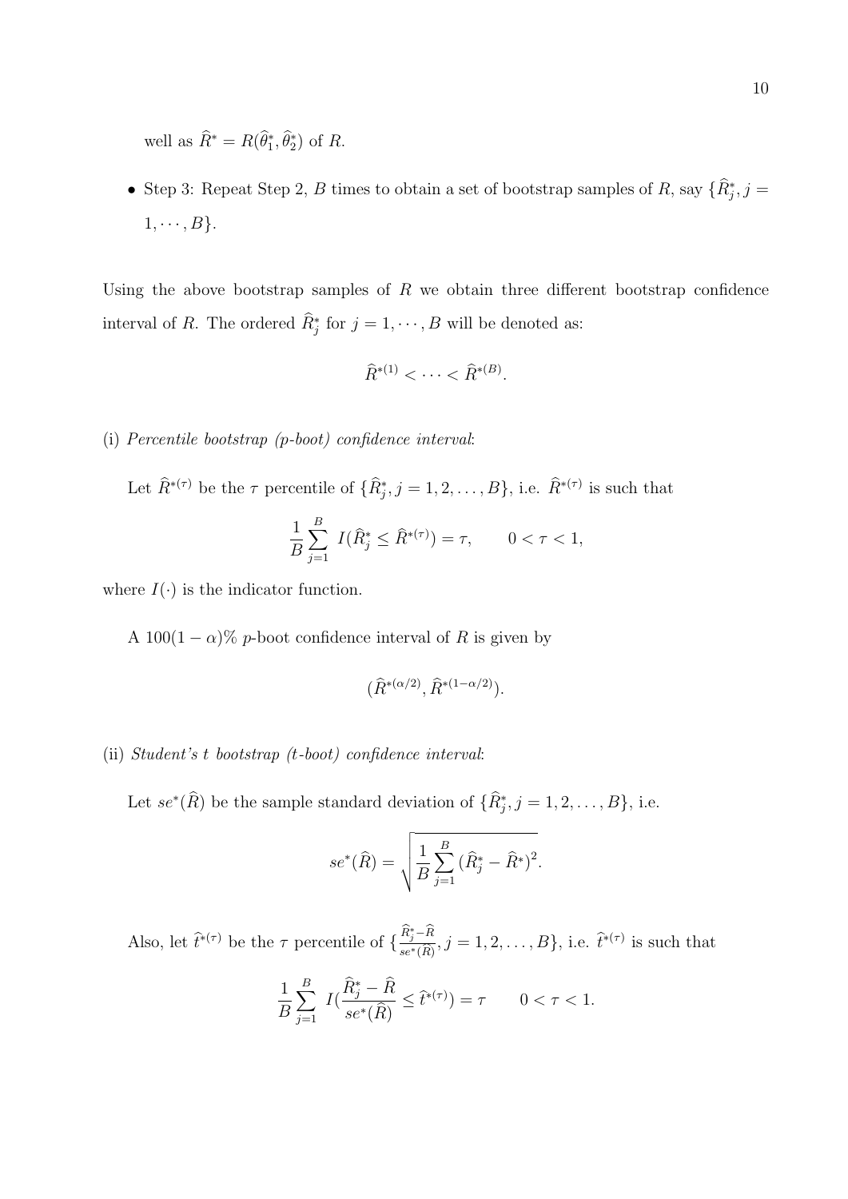well as $\widehat{R}^* = R(\widehat{\theta}_1^*, \widehat{\theta}_2^*)$ of $R$.

- Step 3: Repeat Step 2, $B$ times to obtain a set of bootstrap samples of $R$, say $\{\widehat{R}_j^*, j = 1, \cdots, B\}$.

Using the above bootstrap samples of $R$ we obtain three different bootstrap confidence interval of $R$. The ordered $\widehat{R}_j^*$ for $j = 1, \cdots, B$ will be denoted as:

$$\widehat{R}^{*(1)} < \cdots < \widehat{R}^{*(B)}.$$

(i) *Percentile bootstrap (p-boot) confidence interval*:

Let $\widehat{R}^{*(\tau)}$ be the $\tau$ percentile of $\{\widehat{R}_j^*, j = 1, 2, \ldots, B\}$, i.e. $\widehat{R}^{*(\tau)}$ is such that

$$\frac{1}{B} \sum_{j=1}^{B} I(\widehat{R}_j^* \leq \widehat{R}^{*(\tau)}) = \tau, \qquad 0 < \tau < 1,$$

where $I(\cdot)$ is the indicator function.

A $100(1-\alpha)\%$ $p$-boot confidence interval of $R$ is given by

$$(\widehat{R}^{*(\alpha/2)}, \widehat{R}^{*(1-\alpha/2)}).$$

(ii) *Student's t bootstrap (t-boot) confidence interval*:

Let $se^*(\widehat{R})$ be the sample standard deviation of $\{\widehat{R}_j^*, j = 1, 2, \ldots, B\}$, i.e.

$$se^*(\widehat{R}) = \sqrt{\frac{1}{B} \sum_{j=1}^{B} (\widehat{R}_j^* - \widehat{R}^*)^2}.$$

Also, let $\widehat{t}^{*(\tau)}$ be the $\tau$ percentile of $\{\frac{\widehat{R}_j^* - \widehat{R}}{se^*(\widehat{R})}, j = 1, 2, \ldots, B\}$, i.e. $\widehat{t}^{*(\tau)}$ is such that

$$\frac{1}{B} \sum_{j=1}^{B} I(\frac{\widehat{R}_j^* - \widehat{R}}{se^*(\widehat{R})} \leq \widehat{t}^{*(\tau)}) = \tau \qquad 0 < \tau < 1.$$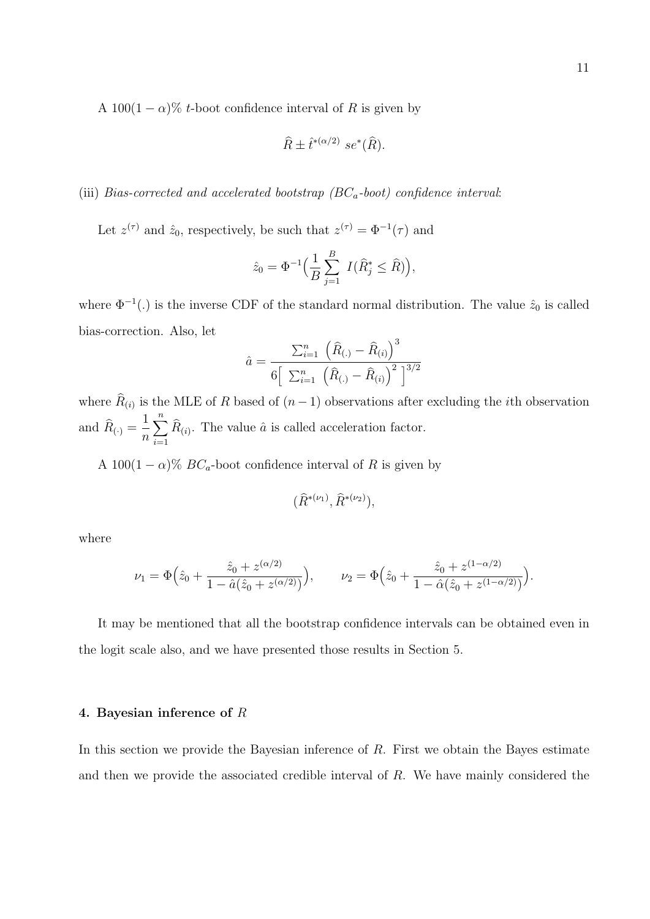A $100(1-\alpha)\%$ $t$-boot confidence interval of $R$ is given by

$$\widehat{R} \pm \hat{t}^{*(\alpha/2)} \; se^{*}(\widehat{R}).$$

(iii) *Bias-corrected and accelerated bootstrap ($BC_a$-boot) confidence interval*:

Let $z^{(\tau)}$ and $\hat{z}_0$, respectively, be such that $z^{(\tau)} = \Phi^{-1}(\tau)$ and

$$\hat{z}_0 = \Phi^{-1}\Big(\frac{1}{B}\sum_{j=1}^{B} \; I(\widehat{R}_j^{*} \leq \widehat{R})\Big),$$

where $\Phi^{-1}(.)$ is the inverse CDF of the standard normal distribution. The value $\hat{z}_0$ is called bias-correction. Also, let

$$\hat{a} = \frac{\sum_{i=1}^{n} \; \Big(\widehat{R}_{(.)} - \widehat{R}_{(i)}\Big)^3}{6\Big[ \; \sum_{i=1}^{n} \; \Big(\widehat{R}_{(.)} - \widehat{R}_{(i)}\Big)^2 \; \Big]^{3/2}}$$

where $\widehat{R}_{(i)}$ is the MLE of $R$ based of $(n-1)$ observations after excluding the $i$th observation and $\widehat{R}_{(\cdot)} = \dfrac{1}{n}\sum_{i=1}^{n} \widehat{R}_{(i)}$. The value $\hat{a}$ is called acceleration factor.

A $100(1-\alpha)\%$ $BC_a$-boot confidence interval of $R$ is given by

$$(\widehat{R}^{*(\nu_1)}, \widehat{R}^{*(\nu_2)}),$$

where

$$\nu_1 = \Phi\Big(\hat{z}_0 + \frac{\hat{z}_0 + z^{(\alpha/2)}}{1 - \hat{a}(\hat{z}_0 + z^{(\alpha/2)})}\Big), \qquad \nu_2 = \Phi\Big(\hat{z}_0 + \frac{\hat{z}_0 + z^{(1-\alpha/2)}}{1 - \hat{\alpha}(\hat{z}_0 + z^{(1-\alpha/2)})}\Big).$$

It may be mentioned that all the bootstrap confidence intervals can be obtained even in the logit scale also, and we have presented those results in Section 5.

## 4. Bayesian inference of $R$

In this section we provide the Bayesian inference of $R$. First we obtain the Bayes estimate and then we provide the associated credible interval of $R$. We have mainly considered the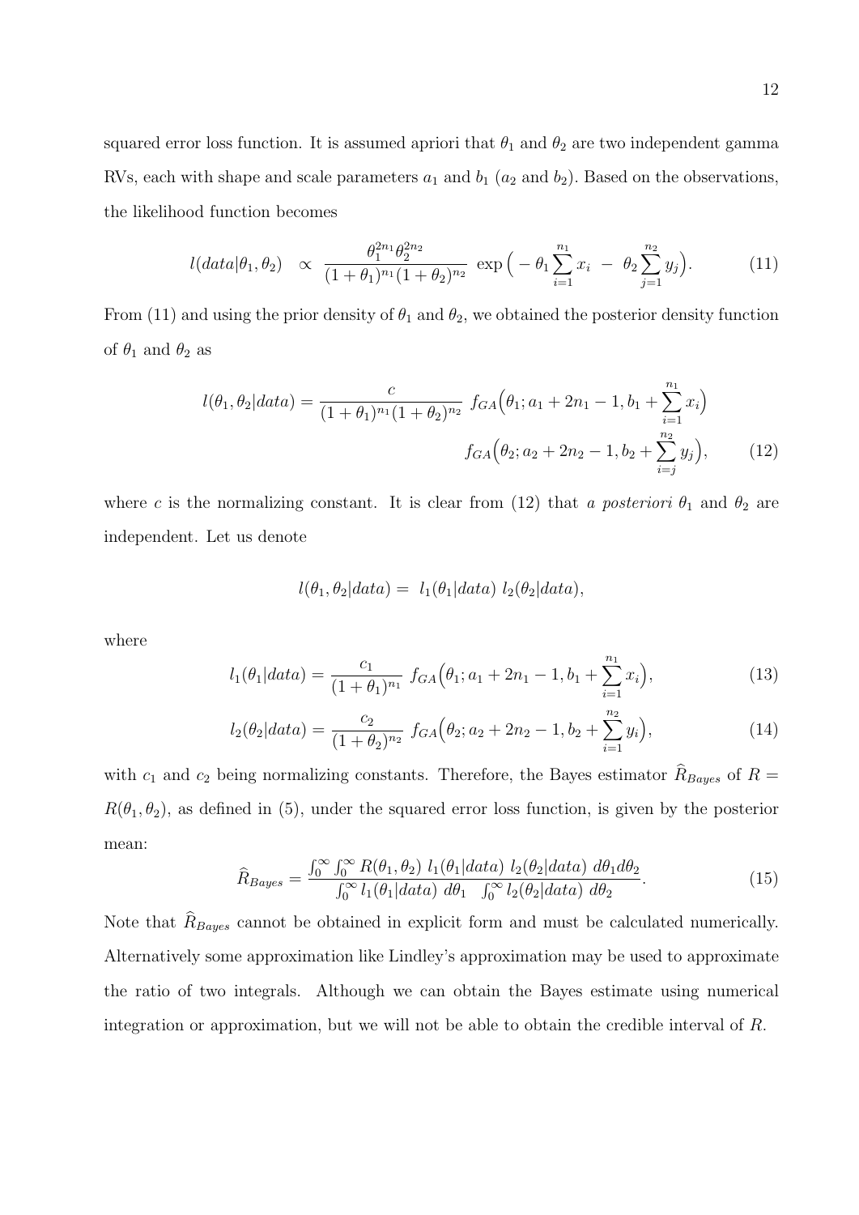squared error loss function. It is assumed apriori that $\theta_1$ and $\theta_2$ are two independent gamma RVs, each with shape and scale parameters $a_1$ and $b_1$ ($a_2$ and $b_2$). Based on the observations, the likelihood function becomes

$$
l(data|\theta_1, \theta_2) \;\; \propto \;\; \frac{\theta_1^{2n_1} \theta_2^{2n_2}}{(1+\theta_1)^{n_1}(1+\theta_2)^{n_2}} \; \exp\Big( - \theta_1 \sum_{i=1}^{n_1} x_i \; - \; \theta_2 \sum_{j=1}^{n_2} y_j \Big). \tag{11}
$$

From (11) and using the prior density of $\theta_1$ and $\theta_2$, we obtained the posterior density function of $\theta_1$ and $\theta_2$ as

$$
l(\theta_1, \theta_2|data) = \frac{c}{(1+\theta_1)^{n_1}(1+\theta_2)^{n_2}} \; f_{GA}\Big(\theta_1; a_1 + 2n_1 - 1, b_1 + \sum_{i=1}^{n_1} x_i\Big) \; f_{GA}\Big(\theta_2; a_2 + 2n_2 - 1, b_2 + \sum_{i=j}^{n_2} y_j\Big), \tag{12}
$$

where $c$ is the normalizing constant. It is clear from (12) that *a posteriori* $\theta_1$ and $\theta_2$ are independent. Let us denote

$$
l(\theta_1, \theta_2|data) = \; l_1(\theta_1|data) \; l_2(\theta_2|data),
$$

where

$$
l_1(\theta_1|data) = \frac{c_1}{(1+\theta_1)^{n_1}} \; f_{GA}\Big(\theta_1; a_1 + 2n_1 - 1, b_1 + \sum_{i=1}^{n_1} x_i\Big), \tag{13}
$$

$$
l_2(\theta_2|data) = \frac{c_2}{(1+\theta_2)^{n_2}} \; f_{GA}\Big(\theta_2; a_2 + 2n_2 - 1, b_2 + \sum_{i=1}^{n_2} y_i\Big), \tag{14}
$$

with $c_1$ and $c_2$ being normalizing constants. Therefore, the Bayes estimator $\widehat{R}_{Bayes}$ of $R = R(\theta_1, \theta_2)$, as defined in (5), under the squared error loss function, is given by the posterior mean:

$$
\widehat{R}_{Bayes} = \frac{\int_0^\infty \int_0^\infty R(\theta_1, \theta_2) \; l_1(\theta_1|data) \; l_2(\theta_2|data) \; d\theta_1 d\theta_2}{\int_0^\infty l_1(\theta_1|data) \; d\theta_1 \quad \int_0^\infty l_2(\theta_2|data) \; d\theta_2}. \tag{15}
$$

Note that $\widehat{R}_{Bayes}$ cannot be obtained in explicit form and must be calculated numerically. Alternatively some approximation like Lindley's approximation may be used to approximate the ratio of two integrals. Although we can obtain the Bayes estimate using numerical integration or approximation, but we will not be able to obtain the credible interval of $R$.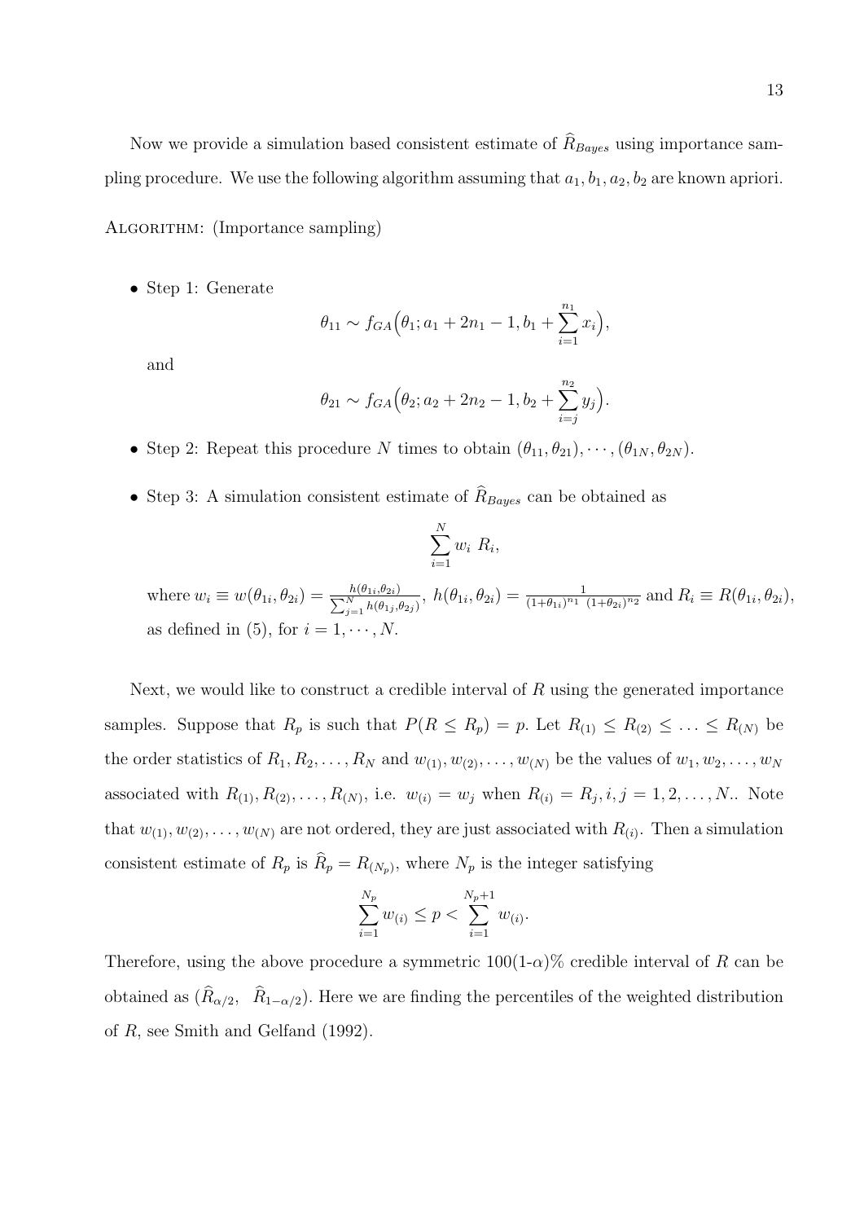Now we provide a simulation based consistent estimate of $\widehat{R}_{Bayes}$ using importance sampling procedure. We use the following algorithm assuming that $a_1, b_1, a_2, b_2$ are known apriori.

ALGORITHM: (Importance sampling)

- Step 1: Generate

$$\theta_{11} \sim f_{GA}\Big(\theta_1; a_1 + 2n_1 - 1, b_1 + \sum_{i=1}^{n_1} x_i\Big),$$

  and

$$\theta_{21} \sim f_{GA}\Big(\theta_2; a_2 + 2n_2 - 1, b_2 + \sum_{i=j}^{n_2} y_j\Big).$$

- Step 2: Repeat this procedure $N$ times to obtain $(\theta_{11}, \theta_{21}), \cdots, (\theta_{1N}, \theta_{2N})$.
- Step 3: A simulation consistent estimate of $\widehat{R}_{Bayes}$ can be obtained as

$$\sum_{i=1}^{N} w_i \ R_i,$$

  where $w_i \equiv w(\theta_{1i}, \theta_{2i}) = \frac{h(\theta_{1i},\theta_{2i})}{\sum_{j=1}^{N} h(\theta_{1j},\theta_{2j})}$, $h(\theta_{1i}, \theta_{2i}) = \frac{1}{(1+\theta_{1i})^{n_1} \ (1+\theta_{2i})^{n_2}}$ and $R_i \equiv R(\theta_{1i}, \theta_{2i})$, as defined in (5), for $i = 1, \cdots, N$.

Next, we would like to construct a credible interval of $R$ using the generated importance samples. Suppose that $R_p$ is such that $P(R \leq R_p) = p$. Let $R_{(1)} \leq R_{(2)} \leq \ldots \leq R_{(N)}$ be the order statistics of $R_1, R_2, \ldots, R_N$ and $w_{(1)}, w_{(2)}, \ldots, w_{(N)}$ be the values of $w_1, w_2, \ldots, w_N$ associated with $R_{(1)}, R_{(2)}, \ldots, R_{(N)}$, i.e. $w_{(i)} = w_j$ when $R_{(i)} = R_j, i, j = 1, 2, \ldots, N$.. Note that $w_{(1)}, w_{(2)}, \ldots, w_{(N)}$ are not ordered, they are just associated with $R_{(i)}$. Then a simulation consistent estimate of $R_p$ is $\widehat{R}_p = R_{(N_p)}$, where $N_p$ is the integer satisfying

$$\sum_{i=1}^{N_p} w_{(i)} \leq p < \sum_{i=1}^{N_p+1} w_{(i)}.$$

Therefore, using the above procedure a symmetric $100(1\text{-}\alpha)\%$ credible interval of $R$ can be obtained as $(\widehat{R}_{\alpha/2}, \ \ \widehat{R}_{1-\alpha/2})$. Here we are finding the percentiles of the weighted distribution of $R$, see Smith and Gelfand (1992).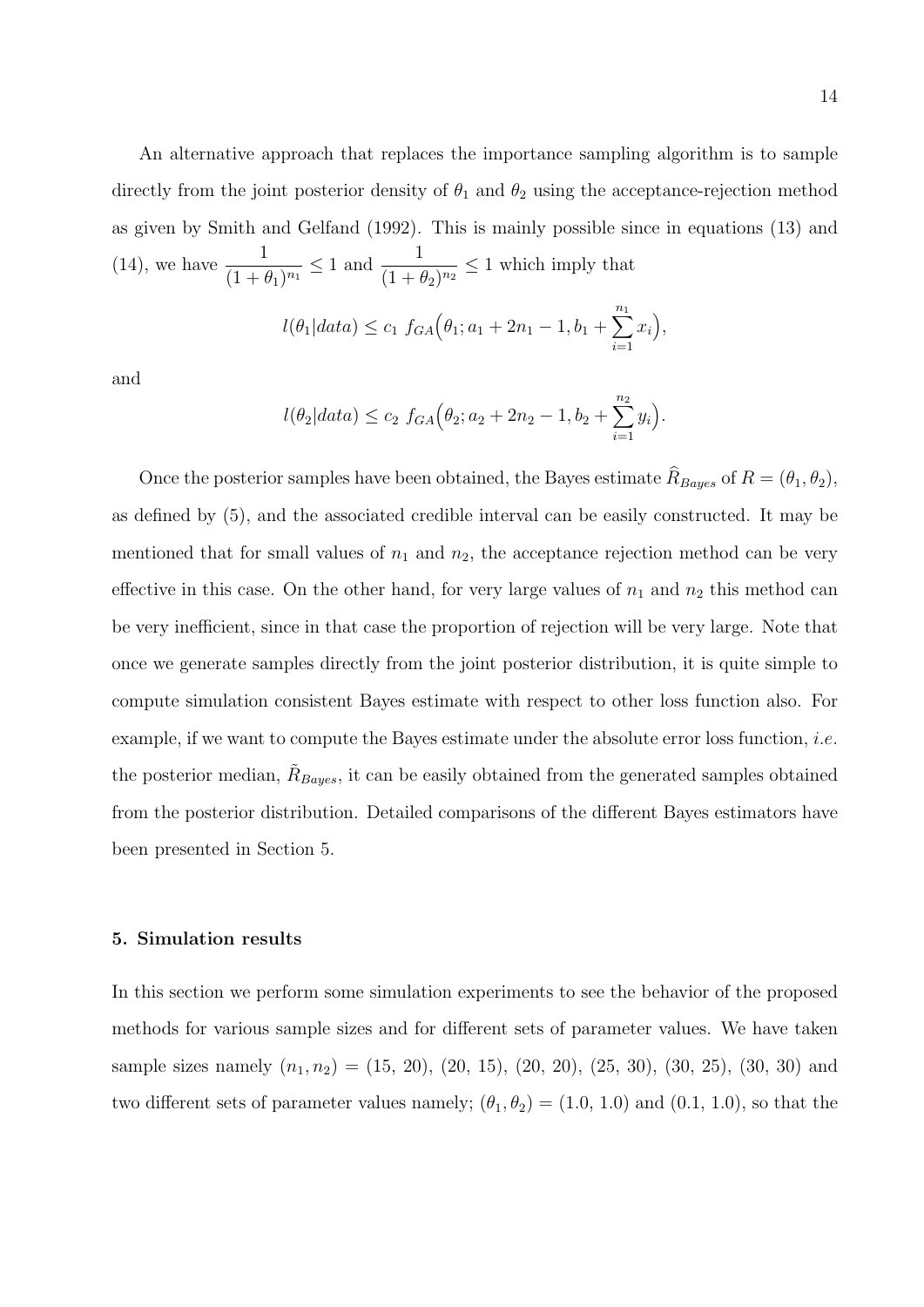An alternative approach that replaces the importance sampling algorithm is to sample directly from the joint posterior density of $\theta_1$ and $\theta_2$ using the acceptance-rejection method as given by Smith and Gelfand (1992). This is mainly possible since in equations (13) and (14), we have $\dfrac{1}{(1+\theta_1)^{n_1}} \leq 1$ and $\dfrac{1}{(1+\theta_2)^{n_2}} \leq 1$ which imply that

$$l(\theta_1|data) \leq c_1 \; f_{GA}\Big(\theta_1; a_1 + 2n_1 - 1, b_1 + \sum_{i=1}^{n_1} x_i\Big),$$

and

$$l(\theta_2|data) \leq c_2 \; f_{GA}\Big(\theta_2; a_2 + 2n_2 - 1, b_2 + \sum_{i=1}^{n_2} y_i\Big).$$

Once the posterior samples have been obtained, the Bayes estimate $\widehat{R}_{Bayes}$ of $R = (\theta_1, \theta_2)$, as defined by (5), and the associated credible interval can be easily constructed. It may be mentioned that for small values of $n_1$ and $n_2$, the acceptance rejection method can be very effective in this case. On the other hand, for very large values of $n_1$ and $n_2$ this method can be very inefficient, since in that case the proportion of rejection will be very large. Note that once we generate samples directly from the joint posterior distribution, it is quite simple to compute simulation consistent Bayes estimate with respect to other loss function also. For example, if we want to compute the Bayes estimate under the absolute error loss function, *i.e.* the posterior median, $\tilde{R}_{Bayes}$, it can be easily obtained from the generated samples obtained from the posterior distribution. Detailed comparisons of the different Bayes estimators have been presented in Section 5.

## 5. Simulation results

In this section we perform some simulation experiments to see the behavior of the proposed methods for various sample sizes and for different sets of parameter values. We have taken sample sizes namely $(n_1, n_2)$ = (15, 20), (20, 15), (20, 20), (25, 30), (30, 25), (30, 30) and two different sets of parameter values namely; $(\theta_1, \theta_2)$ = (1.0, 1.0) and (0.1, 1.0), so that the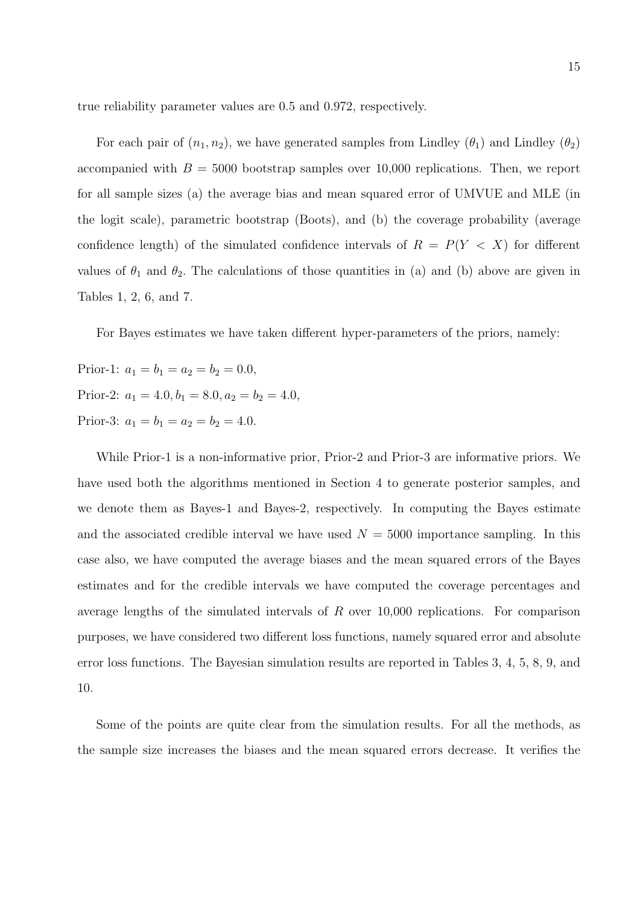true reliability parameter values are 0.5 and 0.972, respectively.

For each pair of $(n_1, n_2)$, we have generated samples from Lindley $(\theta_1)$ and Lindley $(\theta_2)$ accompanied with $B = 5000$ bootstrap samples over 10,000 replications. Then, we report for all sample sizes (a) the average bias and mean squared error of UMVUE and MLE (in the logit scale), parametric bootstrap (Boots), and (b) the coverage probability (average confidence length) of the simulated confidence intervals of $R = P(Y < X)$ for different values of $\theta_1$ and $\theta_2$. The calculations of those quantities in (a) and (b) above are given in Tables 1, 2, 6, and 7.

For Bayes estimates we have taken different hyper-parameters of the priors, namely:

Prior-1: $a_1 = b_1 = a_2 = b_2 = 0.0$,

Prior-2: $a_1 = 4.0, b_1 = 8.0, a_2 = b_2 = 4.0$,

Prior-3: $a_1 = b_1 = a_2 = b_2 = 4.0$.

While Prior-1 is a non-informative prior, Prior-2 and Prior-3 are informative priors. We have used both the algorithms mentioned in Section 4 to generate posterior samples, and we denote them as Bayes-1 and Bayes-2, respectively. In computing the Bayes estimate and the associated credible interval we have used $N = 5000$ importance sampling. In this case also, we have computed the average biases and the mean squared errors of the Bayes estimates and for the credible intervals we have computed the coverage percentages and average lengths of the simulated intervals of $R$ over 10,000 replications. For comparison purposes, we have considered two different loss functions, namely squared error and absolute error loss functions. The Bayesian simulation results are reported in Tables 3, 4, 5, 8, 9, and 10.

Some of the points are quite clear from the simulation results. For all the methods, as the sample size increases the biases and the mean squared errors decrease. It verifies the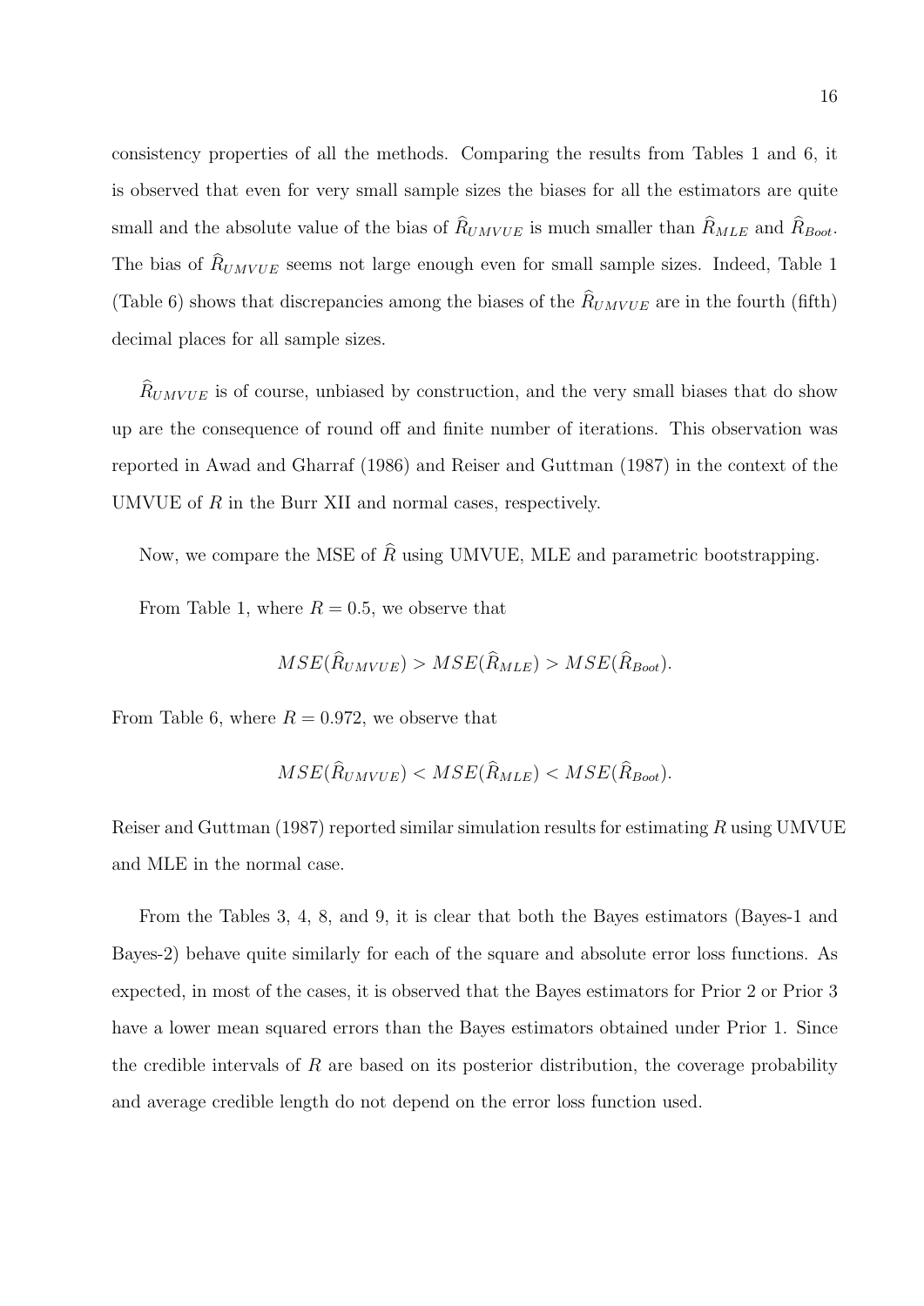consistency properties of all the methods. Comparing the results from Tables 1 and 6, it is observed that even for very small sample sizes the biases for all the estimators are quite small and the absolute value of the bias of $\widehat{R}_{UMVUE}$ is much smaller than $\widehat{R}_{MLE}$ and $\widehat{R}_{Boot}$. The bias of $\widehat{R}_{UMVUE}$ seems not large enough even for small sample sizes. Indeed, Table 1 (Table 6) shows that discrepancies among the biases of the $\widehat{R}_{UMVUE}$ are in the fourth (fifth) decimal places for all sample sizes.

$\widehat{R}_{UMVUE}$ is of course, unbiased by construction, and the very small biases that do show up are the consequence of round off and finite number of iterations. This observation was reported in Awad and Gharraf (1986) and Reiser and Guttman (1987) in the context of the UMVUE of $R$ in the Burr XII and normal cases, respectively.

Now, we compare the MSE of $\widehat{R}$ using UMVUE, MLE and parametric bootstrapping.

From Table 1, where $R = 0.5$, we observe that

$$MSE(\widehat{R}_{UMVUE}) > MSE(\widehat{R}_{MLE}) > MSE(\widehat{R}_{Boot}).$$

From Table 6, where $R = 0.972$, we observe that

$$MSE(\widehat{R}_{UMVUE}) < MSE(\widehat{R}_{MLE}) < MSE(\widehat{R}_{Boot}).$$

Reiser and Guttman (1987) reported similar simulation results for estimating $R$ using UMVUE and MLE in the normal case.

From the Tables 3, 4, 8, and 9, it is clear that both the Bayes estimators (Bayes-1 and Bayes-2) behave quite similarly for each of the square and absolute error loss functions. As expected, in most of the cases, it is observed that the Bayes estimators for Prior 2 or Prior 3 have a lower mean squared errors than the Bayes estimators obtained under Prior 1. Since the credible intervals of $R$ are based on its posterior distribution, the coverage probability and average credible length do not depend on the error loss function used.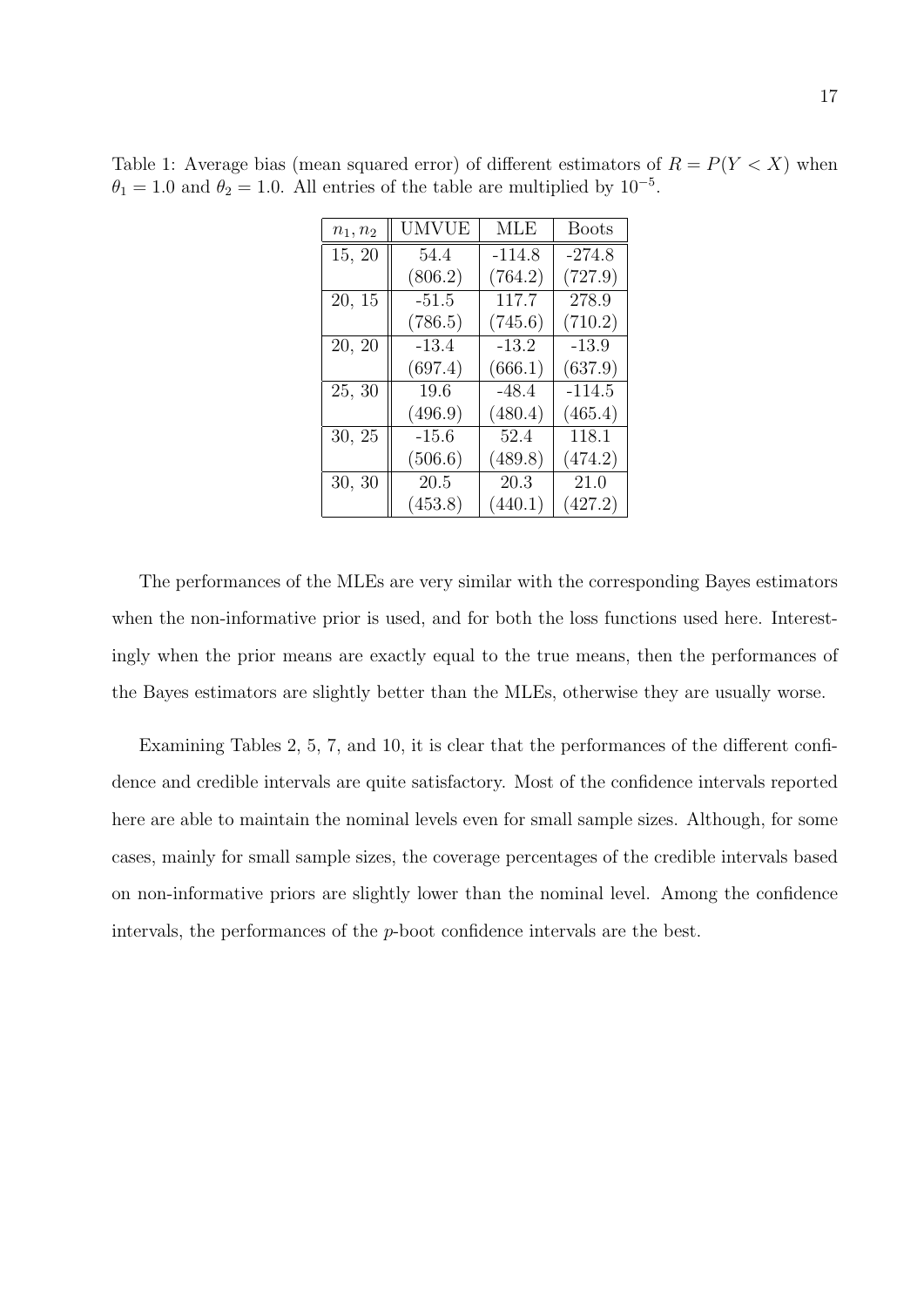Table 1: Average bias (mean squared error) of different estimators of $R = P(Y < X)$ when $\theta_1 = 1.0$ and $\theta_2 = 1.0$. All entries of the table are multiplied by $10^{-5}$.

| $n_1, n_2$ | UMVUE | MLE | Boots |
|---|---|---|---|
| 15, 20 | 54.4 | -114.8 | -274.8 |
| | (806.2) | (764.2) | (727.9) |
| 20, 15 | -51.5 | 117.7 | 278.9 |
| | (786.5) | (745.6) | (710.2) |
| 20, 20 | -13.4 | -13.2 | -13.9 |
| | (697.4) | (666.1) | (637.9) |
| 25, 30 | 19.6 | -48.4 | -114.5 |
| | (496.9) | (480.4) | (465.4) |
| 30, 25 | -15.6 | 52.4 | 118.1 |
| | (506.6) | (489.8) | (474.2) |
| 30, 30 | 20.5 | 20.3 | 21.0 |
| | (453.8) | (440.1) | (427.2) |

The performances of the MLEs are very similar with the corresponding Bayes estimators when the non-informative prior is used, and for both the loss functions used here. Interestingly when the prior means are exactly equal to the true means, then the performances of the Bayes estimators are slightly better than the MLEs, otherwise they are usually worse.

Examining Tables 2, 5, 7, and 10, it is clear that the performances of the different confidence and credible intervals are quite satisfactory. Most of the confidence intervals reported here are able to maintain the nominal levels even for small sample sizes. Although, for some cases, mainly for small sample sizes, the coverage percentages of the credible intervals based on non-informative priors are slightly lower than the nominal level. Among the confidence intervals, the performances of the *p*-boot confidence intervals are the best.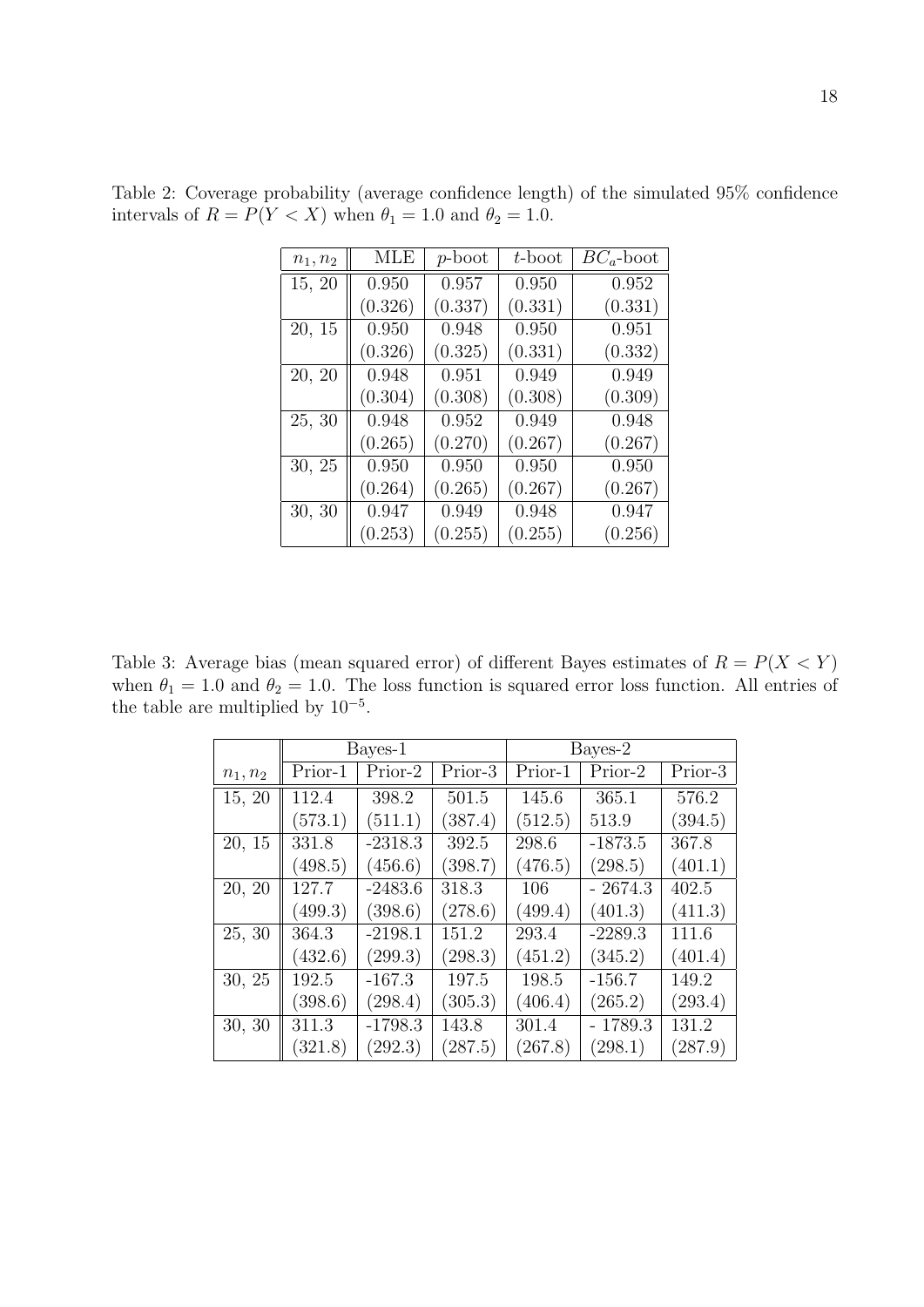Table 2: Coverage probability (average confidence length) of the simulated 95% confidence intervals of $R = P(Y < X)$ when $\theta_1 = 1.0$ and $\theta_2 = 1.0$.

| $n_1, n_2$ | MLE | $p$-boot | $t$-boot | $BC_a$-boot |
|---|---|---|---|---|
| 15, 20 | 0.950 | 0.957 | 0.950 | 0.952 |
| | (0.326) | (0.337) | (0.331) | (0.331) |
| 20, 15 | 0.950 | 0.948 | 0.950 | 0.951 |
| | (0.326) | (0.325) | (0.331) | (0.332) |
| 20, 20 | 0.948 | 0.951 | 0.949 | 0.949 |
| | (0.304) | (0.308) | (0.308) | (0.309) |
| 25, 30 | 0.948 | 0.952 | 0.949 | 0.948 |
| | (0.265) | (0.270) | (0.267) | (0.267) |
| 30, 25 | 0.950 | 0.950 | 0.950 | 0.950 |
| | (0.264) | (0.265) | (0.267) | (0.267) |
| 30, 30 | 0.947 | 0.949 | 0.948 | 0.947 |
| | (0.253) | (0.255) | (0.255) | (0.256) |

Table 3: Average bias (mean squared error) of different Bayes estimates of $R = P(X < Y)$ when $\theta_1 = 1.0$ and $\theta_2 = 1.0$. The loss function is squared error loss function. All entries of the table are multiplied by $10^{-5}$.

| | Bayes-1 | | | Bayes-2 | | |
|---|---|---|---|---|---|---|
| $n_1, n_2$ | Prior-1 | Prior-2 | Prior-3 | Prior-1 | Prior-2 | Prior-3 |
| 15, 20 | 112.4 | 398.2 | 501.5 | 145.6 | 365.1 | 576.2 |
| | (573.1) | (511.1) | (387.4) | (512.5) | 513.9 | (394.5) |
| 20, 15 | 331.8 | -2318.3 | 392.5 | 298.6 | -1873.5 | 367.8 |
| | (498.5) | (456.6) | (398.7) | (476.5) | (298.5) | (401.1) |
| 20, 20 | 127.7 | -2483.6 | 318.3 | 106 | - 2674.3 | 402.5 |
| | (499.3) | (398.6) | (278.6) | (499.4) | (401.3) | (411.3) |
| 25, 30 | 364.3 | -2198.1 | 151.2 | 293.4 | -2289.3 | 111.6 |
| | (432.6) | (299.3) | (298.3) | (451.2) | (345.2) | (401.4) |
| 30, 25 | 192.5 | -167.3 | 197.5 | 198.5 | -156.7 | 149.2 |
| | (398.6) | (298.4) | (305.3) | (406.4) | (265.2) | (293.4) |
| 30, 30 | 311.3 | -1798.3 | 143.8 | 301.4 | - 1789.3 | 131.2 |
| | (321.8) | (292.3) | (287.5) | (267.8) | (298.1) | (287.9) |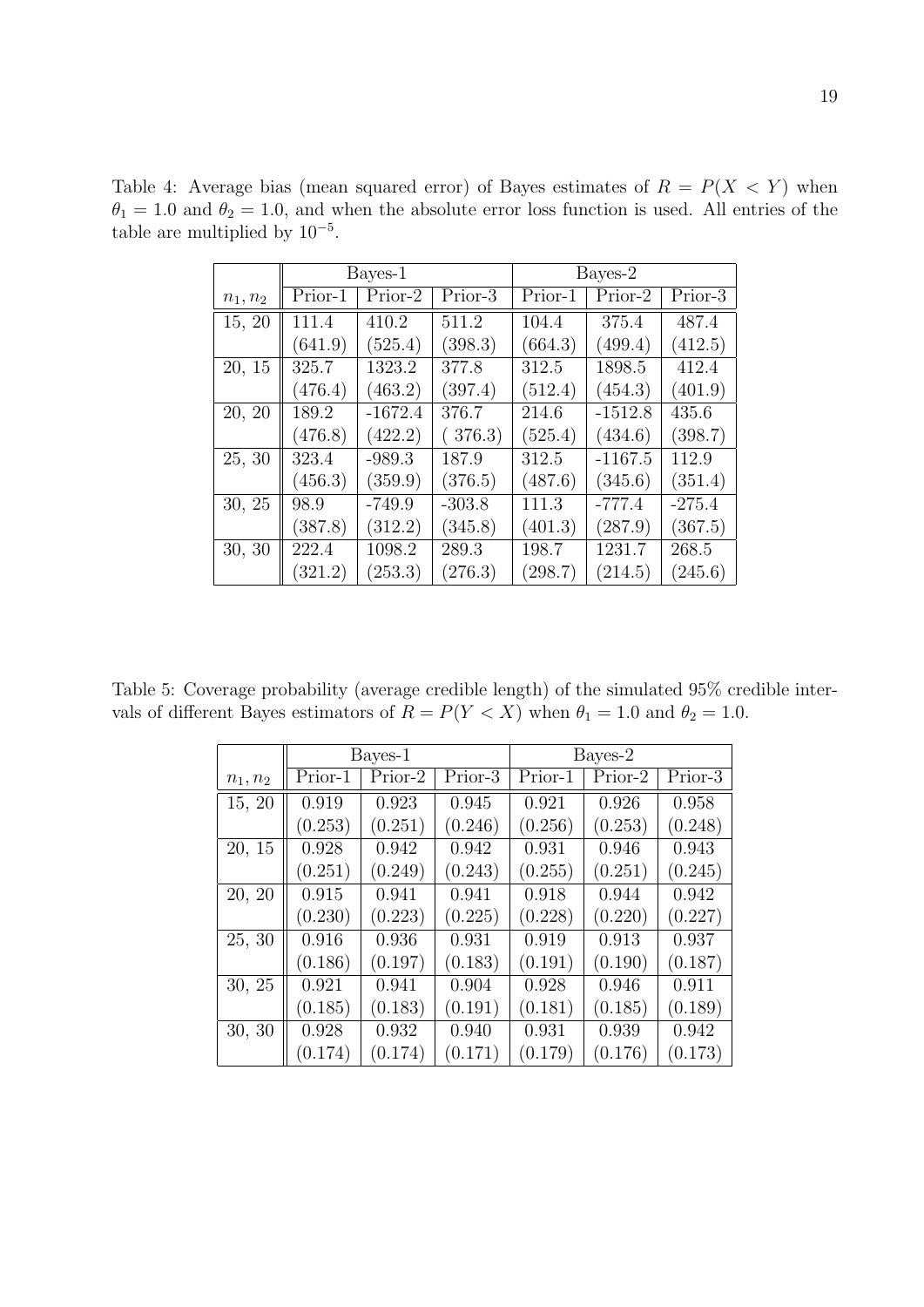Table 4: Average bias (mean squared error) of Bayes estimates of $R = P(X < Y)$ when $\theta_1 = 1.0$ and $\theta_2 = 1.0$, and when the absolute error loss function is used. All entries of the table are multiplied by $10^{-5}$.

| | Bayes-1 | | | Bayes-2 | | |
|---|---|---|---|---|---|---|
| $n_1, n_2$ | Prior-1 | Prior-2 | Prior-3 | Prior-1 | Prior-2 | Prior-3 |
| 15, 20 | 111.4 | 410.2 | 511.2 | 104.4 | 375.4 | 487.4 |
| | (641.9) | (525.4) | (398.3) | (664.3) | (499.4) | (412.5) |
| 20, 15 | 325.7 | 1323.2 | 377.8 | 312.5 | 1898.5 | 412.4 |
| | (476.4) | (463.2) | (397.4) | (512.4) | (454.3) | (401.9) |
| 20, 20 | 189.2 | -1672.4 | 376.7 | 214.6 | -1512.8 | 435.6 |
| | (476.8) | (422.2) | ( 376.3) | (525.4) | (434.6) | (398.7) |
| 25, 30 | 323.4 | -989.3 | 187.9 | 312.5 | -1167.5 | 112.9 |
| | (456.3) | (359.9) | (376.5) | (487.6) | (345.6) | (351.4) |
| 30, 25 | 98.9 | -749.9 | -303.8 | 111.3 | -777.4 | -275.4 |
| | (387.8) | (312.2) | (345.8) | (401.3) | (287.9) | (367.5) |
| 30, 30 | 222.4 | 1098.2 | 289.3 | 198.7 | 1231.7 | 268.5 |
| | (321.2) | (253.3) | (276.3) | (298.7) | (214.5) | (245.6) |

Table 5: Coverage probability (average credible length) of the simulated 95% credible intervals of different Bayes estimators of $R = P(Y < X)$ when $\theta_1 = 1.0$ and $\theta_2 = 1.0$.

| | Bayes-1 | | | Bayes-2 | | |
|---|---|---|---|---|---|---|
| $n_1, n_2$ | Prior-1 | Prior-2 | Prior-3 | Prior-1 | Prior-2 | Prior-3 |
| 15, 20 | 0.919 | 0.923 | 0.945 | 0.921 | 0.926 | 0.958 |
| | (0.253) | (0.251) | (0.246) | (0.256) | (0.253) | (0.248) |
| 20, 15 | 0.928 | 0.942 | 0.942 | 0.931 | 0.946 | 0.943 |
| | (0.251) | (0.249) | (0.243) | (0.255) | (0.251) | (0.245) |
| 20, 20 | 0.915 | 0.941 | 0.941 | 0.918 | 0.944 | 0.942 |
| | (0.230) | (0.223) | (0.225) | (0.228) | (0.220) | (0.227) |
| 25, 30 | 0.916 | 0.936 | 0.931 | 0.919 | 0.913 | 0.937 |
| | (0.186) | (0.197) | (0.183) | (0.191) | (0.190) | (0.187) |
| 30, 25 | 0.921 | 0.941 | 0.904 | 0.928 | 0.946 | 0.911 |
| | (0.185) | (0.183) | (0.191) | (0.181) | (0.185) | (0.189) |
| 30, 30 | 0.928 | 0.932 | 0.940 | 0.931 | 0.939 | 0.942 |
| | (0.174) | (0.174) | (0.171) | (0.179) | (0.176) | (0.173) |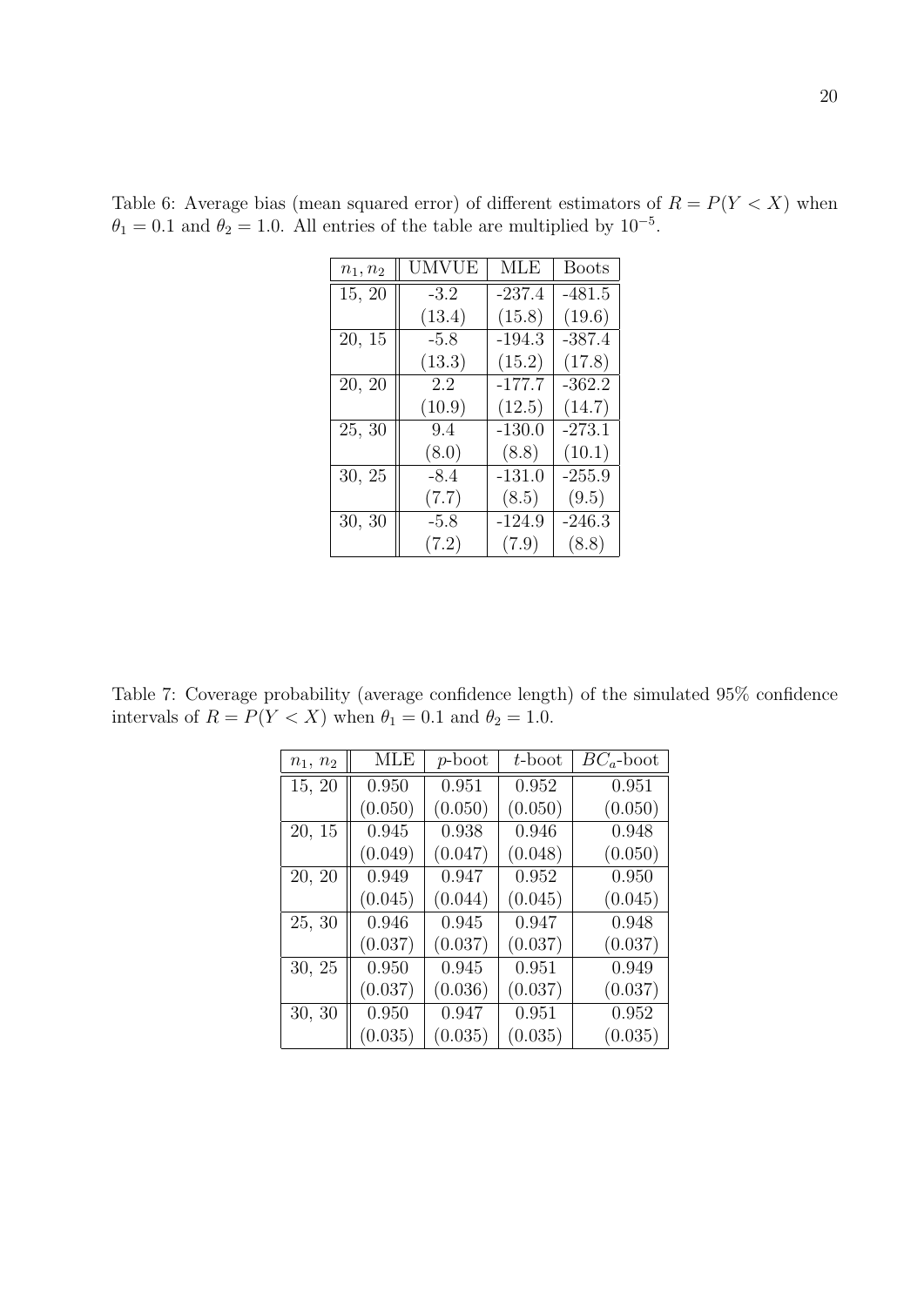Table 6: Average bias (mean squared error) of different estimators of $R = P(Y < X)$ when $\theta_1 = 0.1$ and $\theta_2 = 1.0$. All entries of the table are multiplied by $10^{-5}$.

| $n_1, n_2$ | UMVUE | MLE | Boots |
|---|---|---|---|
| 15, 20 | -3.2 | -237.4 | -481.5 |
| | (13.4) | (15.8) | (19.6) |
| 20, 15 | -5.8 | -194.3 | -387.4 |
| | (13.3) | (15.2) | (17.8) |
| 20, 20 | 2.2 | -177.7 | -362.2 |
| | (10.9) | (12.5) | (14.7) |
| 25, 30 | 9.4 | -130.0 | -273.1 |
| | (8.0) | (8.8) | (10.1) |
| 30, 25 | -8.4 | -131.0 | -255.9 |
| | (7.7) | (8.5) | (9.5) |
| 30, 30 | -5.8 | -124.9 | -246.3 |
| | (7.2) | (7.9) | (8.8) |

Table 7: Coverage probability (average confidence length) of the simulated 95% confidence intervals of $R = P(Y < X)$ when $\theta_1 = 0.1$ and $\theta_2 = 1.0$.

| $n_1$, $n_2$ | MLE | $p$-boot | $t$-boot | $BC_a$-boot |
|---|---|---|---|---|
| 15, 20 | 0.950 | 0.951 | 0.952 | 0.951 |
| | (0.050) | (0.050) | (0.050) | (0.050) |
| 20, 15 | 0.945 | 0.938 | 0.946 | 0.948 |
| | (0.049) | (0.047) | (0.048) | (0.050) |
| 20, 20 | 0.949 | 0.947 | 0.952 | 0.950 |
| | (0.045) | (0.044) | (0.045) | (0.045) |
| 25, 30 | 0.946 | 0.945 | 0.947 | 0.948 |
| | (0.037) | (0.037) | (0.037) | (0.037) |
| 30, 25 | 0.950 | 0.945 | 0.951 | 0.949 |
| | (0.037) | (0.036) | (0.037) | (0.037) |
| 30, 30 | 0.950 | 0.947 | 0.951 | 0.952 |
| | (0.035) | (0.035) | (0.035) | (0.035) |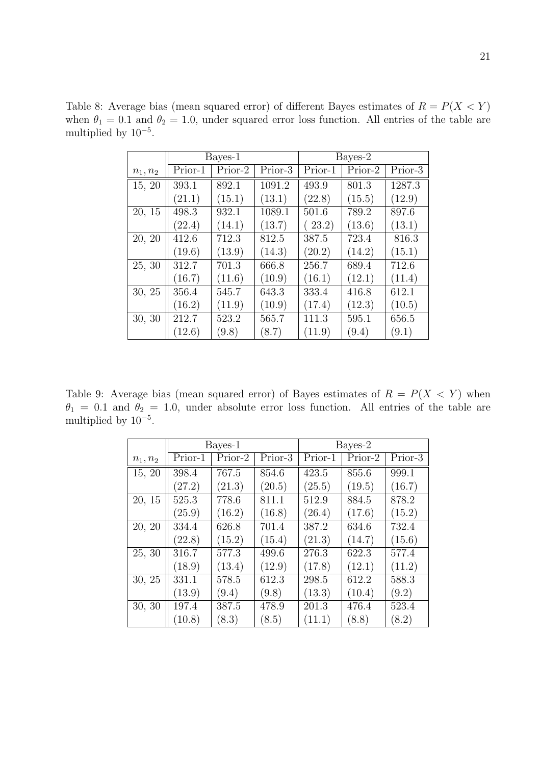Table 8: Average bias (mean squared error) of different Bayes estimates of $R = P(X < Y)$ when $\theta_1 = 0.1$ and $\theta_2 = 1.0$, under squared error loss function. All entries of the table are multiplied by $10^{-5}$.

| | Bayes-1 | | | Bayes-2 | | |
|---|---|---|---|---|---|---|
| $n_1, n_2$ | Prior-1 | Prior-2 | Prior-3 | Prior-1 | Prior-2 | Prior-3 |
| 15, 20 | 393.1 | 892.1 | 1091.2 | 493.9 | 801.3 | 1287.3 |
| | (21.1) | (15.1) | (13.1) | (22.8) | (15.5) | (12.9) |
| 20, 15 | 498.3 | 932.1 | 1089.1 | 501.6 | 789.2 | 897.6 |
| | (22.4) | (14.1) | (13.7) | ( 23.2) | (13.6) | (13.1) |
| 20, 20 | 412.6 | 712.3 | 812.5 | 387.5 | 723.4 | 816.3 |
| | (19.6) | (13.9) | (14.3) | (20.2) | (14.2) | (15.1) |
| 25, 30 | 312.7 | 701.3 | 666.8 | 256.7 | 689.4 | 712.6 |
| | (16.7) | (11.6) | (10.9) | (16.1) | (12.1) | (11.4) |
| 30, 25 | 356.4 | 545.7 | 643.3 | 333.4 | 416.8 | 612.1 |
| | (16.2) | (11.9) | (10.9) | (17.4) | (12.3) | (10.5) |
| 30, 30 | 212.7 | 523.2 | 565.7 | 111.3 | 595.1 | 656.5 |
| | (12.6) | (9.8) | (8.7) | (11.9) | (9.4) | (9.1) |

Table 9: Average bias (mean squared error) of Bayes estimates of $R = P(X < Y)$ when $\theta_1 = 0.1$ and $\theta_2 = 1.0$, under absolute error loss function. All entries of the table are multiplied by $10^{-5}$.

| | Bayes-1 | | | Bayes-2 | | |
|---|---|---|---|---|---|---|
| $n_1, n_2$ | Prior-1 | Prior-2 | Prior-3 | Prior-1 | Prior-2 | Prior-3 |
| 15, 20 | 398.4 | 767.5 | 854.6 | 423.5 | 855.6 | 999.1 |
| | (27.2) | (21.3) | (20.5) | (25.5) | (19.5) | (16.7) |
| 20, 15 | 525.3 | 778.6 | 811.1 | 512.9 | 884.5 | 878.2 |
| | (25.9) | (16.2) | (16.8) | (26.4) | (17.6) | (15.2) |
| 20, 20 | 334.4 | 626.8 | 701.4 | 387.2 | 634.6 | 732.4 |
| | (22.8) | (15.2) | (15.4) | (21.3) | (14.7) | (15.6) |
| 25, 30 | 316.7 | 577.3 | 499.6 | 276.3 | 622.3 | 577.4 |
| | (18.9) | (13.4) | (12.9) | (17.8) | (12.1) | (11.2) |
| 30, 25 | 331.1 | 578.5 | 612.3 | 298.5 | 612.2 | 588.3 |
| | (13.9) | (9.4) | (9.8) | (13.3) | (10.4) | (9.2) |
| 30, 30 | 197.4 | 387.5 | 478.9 | 201.3 | 476.4 | 523.4 |
| | (10.8) | (8.3) | (8.5) | (11.1) | (8.8) | (8.2) |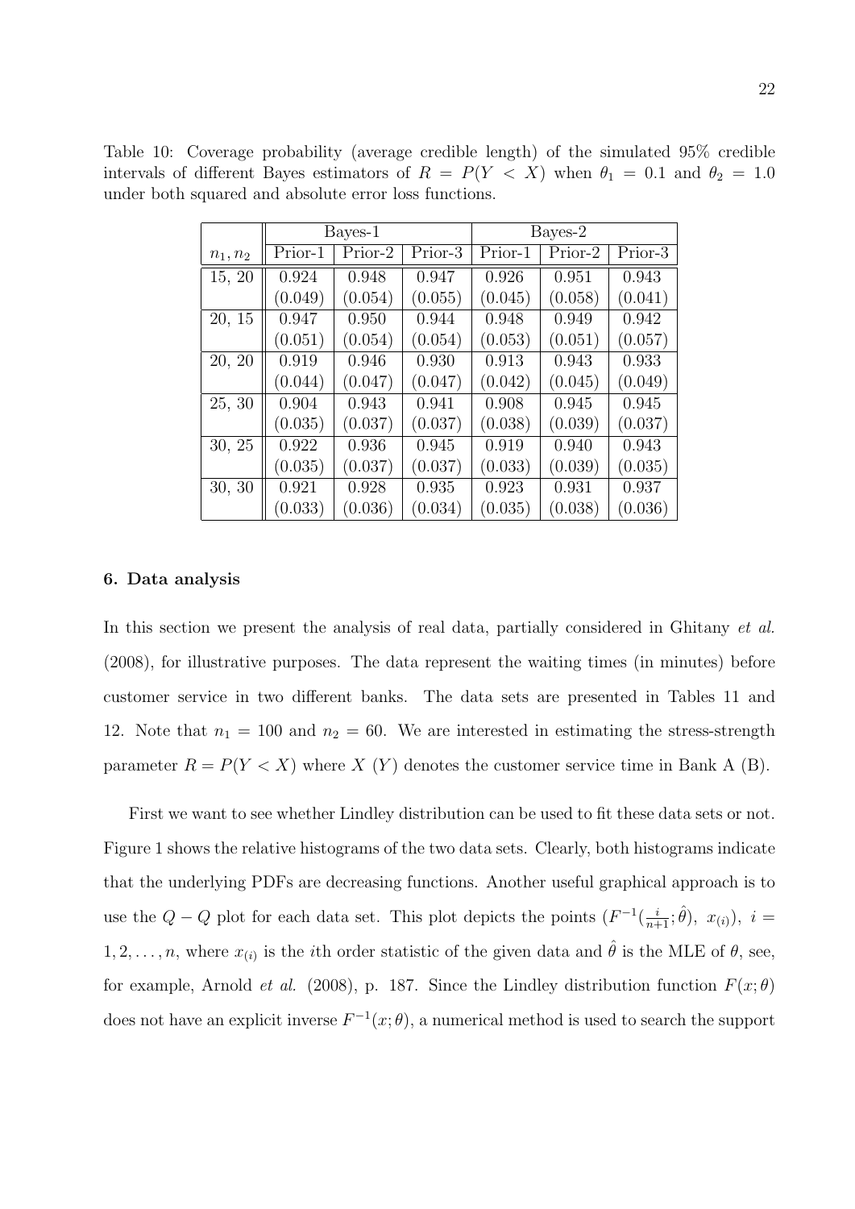Table 10: Coverage probability (average credible length) of the simulated 95% credible intervals of different Bayes estimators of $R = P(Y < X)$ when $\theta_1 = 0.1$ and $\theta_2 = 1.0$ under both squared and absolute error loss functions.

| | Bayes-1 | | | Bayes-2 | | |
|---|---|---|---|---|---|---|
| $n_1, n_2$ | Prior-1 | Prior-2 | Prior-3 | Prior-1 | Prior-2 | Prior-3 |
| 15, 20 | 0.924 | 0.948 | 0.947 | 0.926 | 0.951 | 0.943 |
| | (0.049) | (0.054) | (0.055) | (0.045) | (0.058) | (0.041) |
| 20, 15 | 0.947 | 0.950 | 0.944 | 0.948 | 0.949 | 0.942 |
| | (0.051) | (0.054) | (0.054) | (0.053) | (0.051) | (0.057) |
| 20, 20 | 0.919 | 0.946 | 0.930 | 0.913 | 0.943 | 0.933 |
| | (0.044) | (0.047) | (0.047) | (0.042) | (0.045) | (0.049) |
| 25, 30 | 0.904 | 0.943 | 0.941 | 0.908 | 0.945 | 0.945 |
| | (0.035) | (0.037) | (0.037) | (0.038) | (0.039) | (0.037) |
| 30, 25 | 0.922 | 0.936 | 0.945 | 0.919 | 0.940 | 0.943 |
| | (0.035) | (0.037) | (0.037) | (0.033) | (0.039) | (0.035) |
| 30, 30 | 0.921 | 0.928 | 0.935 | 0.923 | 0.931 | 0.937 |
| | (0.033) | (0.036) | (0.034) | (0.035) | (0.038) | (0.036) |

## 6. Data analysis

In this section we present the analysis of real data, partially considered in Ghitany *et al.* (2008), for illustrative purposes. The data represent the waiting times (in minutes) before customer service in two different banks. The data sets are presented in Tables 11 and 12. Note that $n_1 = 100$ and $n_2 = 60$. We are interested in estimating the stress-strength parameter $R = P(Y < X)$ where $X$ ($Y$) denotes the customer service time in Bank A (B).

First we want to see whether Lindley distribution can be used to fit these data sets or not. Figure 1 shows the relative histograms of the two data sets. Clearly, both histograms indicate that the underlying PDFs are decreasing functions. Another useful graphical approach is to use the $Q-Q$ plot for each data set. This plot depicts the points $(F^{-1}(\frac{i}{n+1}; \hat{\theta}),\ x_{(i)}),\ i = 1, 2, \ldots, n$, where $x_{(i)}$ is the $i$th order statistic of the given data and $\hat{\theta}$ is the MLE of $\theta$, see, for example, Arnold *et al.* (2008), p. 187. Since the Lindley distribution function $F(x; \theta)$ does not have an explicit inverse $F^{-1}(x; \theta)$, a numerical method is used to search the support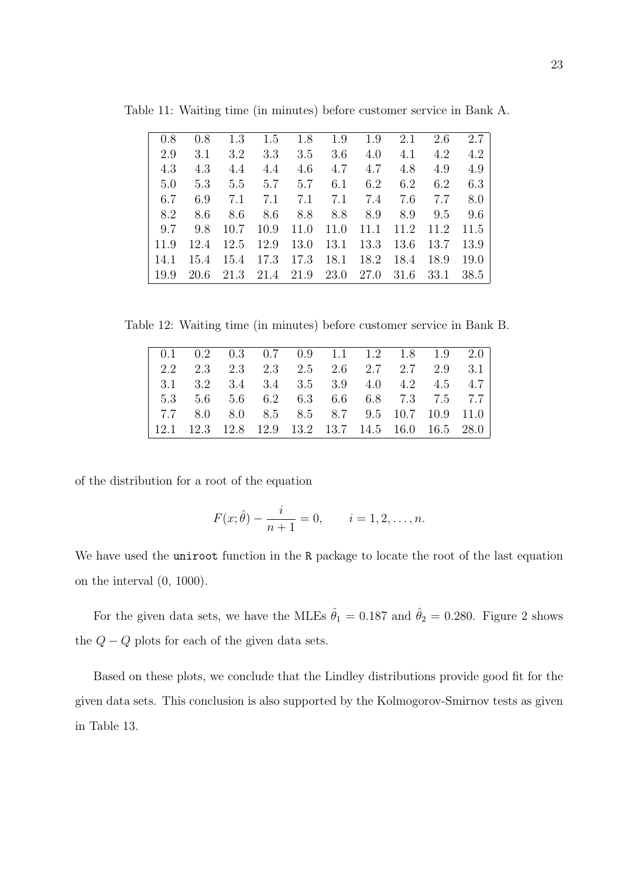Table 11: Waiting time (in minutes) before customer service in Bank A.

| | | | | | | | | | |
|---|---|---|---|---|---|---|---|---|---|
| 0.8 | 0.8 | 1.3 | 1.5 | 1.8 | 1.9 | 1.9 | 2.1 | 2.6 | 2.7 |
| 2.9 | 3.1 | 3.2 | 3.3 | 3.5 | 3.6 | 4.0 | 4.1 | 4.2 | 4.2 |
| 4.3 | 4.3 | 4.4 | 4.4 | 4.6 | 4.7 | 4.7 | 4.8 | 4.9 | 4.9 |
| 5.0 | 5.3 | 5.5 | 5.7 | 5.7 | 6.1 | 6.2 | 6.2 | 6.2 | 6.3 |
| 6.7 | 6.9 | 7.1 | 7.1 | 7.1 | 7.1 | 7.4 | 7.6 | 7.7 | 8.0 |
| 8.2 | 8.6 | 8.6 | 8.6 | 8.8 | 8.8 | 8.9 | 8.9 | 9.5 | 9.6 |
| 9.7 | 9.8 | 10.7 | 10.9 | 11.0 | 11.0 | 11.1 | 11.2 | 11.2 | 11.5 |
| 11.9 | 12.4 | 12.5 | 12.9 | 13.0 | 13.1 | 13.3 | 13.6 | 13.7 | 13.9 |
| 14.1 | 15.4 | 15.4 | 17.3 | 17.3 | 18.1 | 18.2 | 18.4 | 18.9 | 19.0 |
| 19.9 | 20.6 | 21.3 | 21.4 | 21.9 | 23.0 | 27.0 | 31.6 | 33.1 | 38.5 |

Table 12: Waiting time (in minutes) before customer service in Bank B.

| | | | | | | | | | |
|---|---|---|---|---|---|---|---|---|---|
| 0.1 | 0.2 | 0.3 | 0.7 | 0.9 | 1.1 | 1.2 | 1.8 | 1.9 | 2.0 |
| 2.2 | 2.3 | 2.3 | 2.3 | 2.5 | 2.6 | 2.7 | 2.7 | 2.9 | 3.1 |
| 3.1 | 3.2 | 3.4 | 3.4 | 3.5 | 3.9 | 4.0 | 4.2 | 4.5 | 4.7 |
| 5.3 | 5.6 | 5.6 | 6.2 | 6.3 | 6.6 | 6.8 | 7.3 | 7.5 | 7.7 |
| 7.7 | 8.0 | 8.0 | 8.5 | 8.5 | 8.7 | 9.5 | 10.7 | 10.9 | 11.0 |
| 12.1 | 12.3 | 12.8 | 12.9 | 13.2 | 13.7 | 14.5 | 16.0 | 16.5 | 28.0 |

of the distribution for a root of the equation

$$F(x;\hat{\theta}) - \frac{i}{n+1} = 0, \qquad i = 1, 2, \ldots, n.$$

We have used the `uniroot` function in the `R` package to locate the root of the last equation on the interval (0, 1000).

For the given data sets, we have the MLEs $\hat{\theta}_1 = 0.187$ and $\hat{\theta}_2 = 0.280$. Figure 2 shows the $Q - Q$ plots for each of the given data sets.

Based on these plots, we conclude that the Lindley distributions provide good fit for the given data sets. This conclusion is also supported by the Kolmogorov-Smirnov tests as given in Table 13.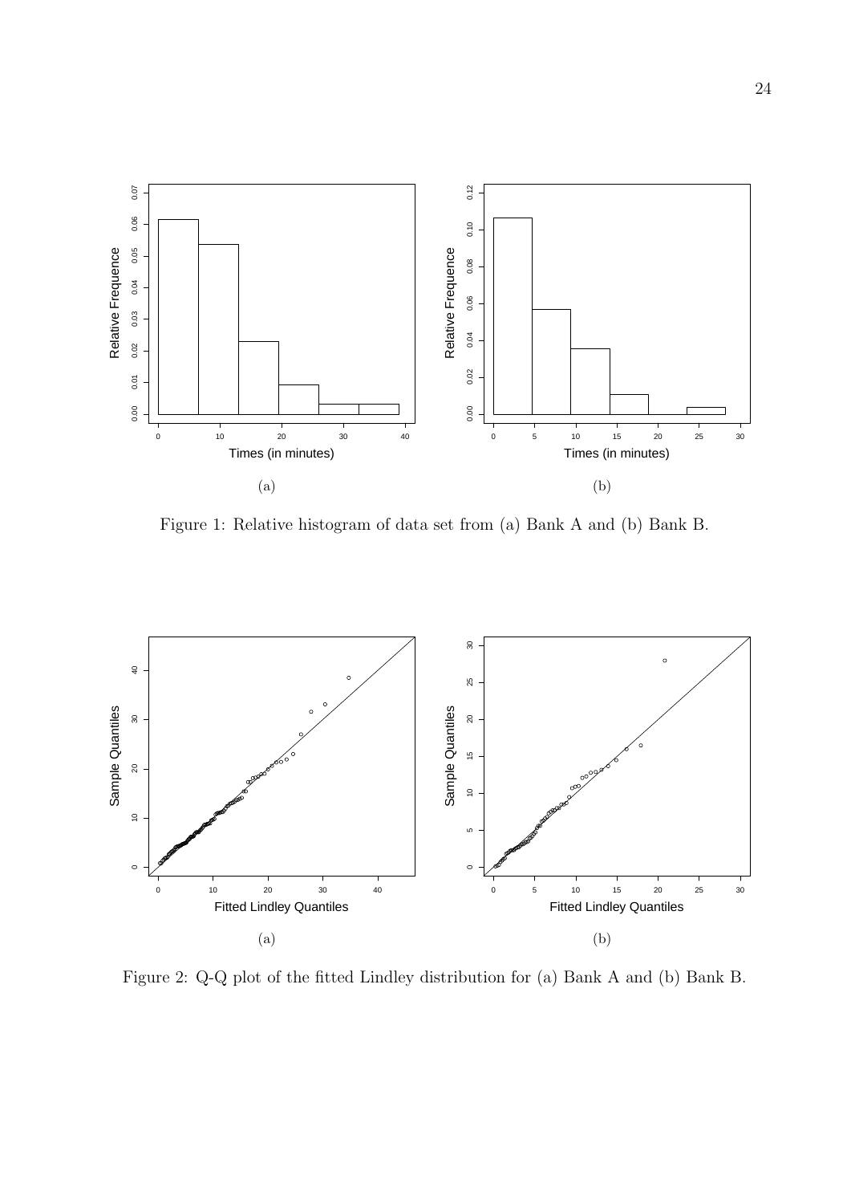Figure 1: Relative histogram of data set from (a) Bank A and (b) Bank B.

Figure 2: Q-Q plot of the fitted Lindley distribution for (a) Bank A and (b) Bank B.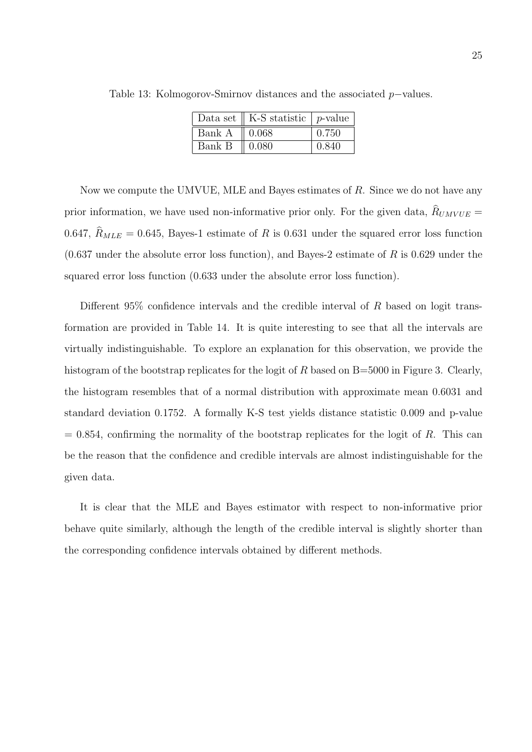Table 13: Kolmogorov-Smirnov distances and the associated $p-$values.

| Data set | K-S statistic | $p$-value |
|---|---|---|
| Bank A | 0.068 | 0.750 |
| Bank B | 0.080 | 0.840 |

Now we compute the UMVUE, MLE and Bayes estimates of $R$. Since we do not have any prior information, we have used non-informative prior only. For the given data, $\widehat{R}_{UMVUE} = 0.647$, $\widehat{R}_{MLE} = 0.645$, Bayes-1 estimate of $R$ is 0.631 under the squared error loss function (0.637 under the absolute error loss function), and Bayes-2 estimate of $R$ is 0.629 under the squared error loss function (0.633 under the absolute error loss function).

Different 95% confidence intervals and the credible interval of $R$ based on logit transformation are provided in Table 14. It is quite interesting to see that all the intervals are virtually indistinguishable. To explore an explanation for this observation, we provide the histogram of the bootstrap replicates for the logit of $R$ based on B=5000 in Figure 3. Clearly, the histogram resembles that of a normal distribution with approximate mean 0.6031 and standard deviation 0.1752. A formally K-S test yields distance statistic 0.009 and p-value = 0.854, confirming the normality of the bootstrap replicates for the logit of $R$. This can be the reason that the confidence and credible intervals are almost indistinguishable for the given data.

It is clear that the MLE and Bayes estimator with respect to non-informative prior behave quite similarly, although the length of the credible interval is slightly shorter than the corresponding confidence intervals obtained by different methods.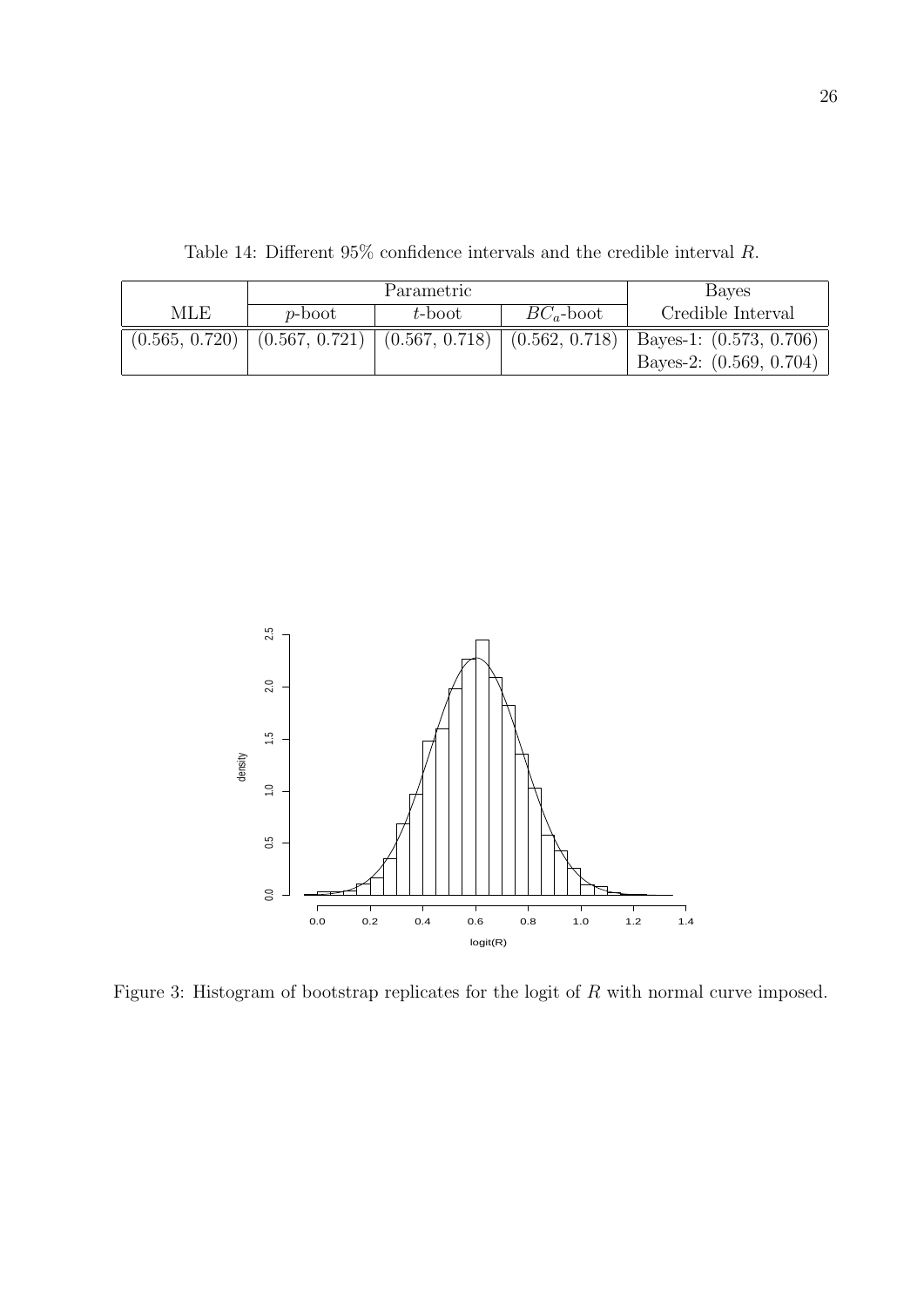Table 14: Different 95% confidence intervals and the credible interval $R$.

| | Parametric | | | Bayes |
|---|---|---|---|---|
| MLE | $p$-boot | $t$-boot | $BC_a$-boot | Credible Interval |
| (0.565, 0.720) | (0.567, 0.721) | (0.567, 0.718) | (0.562, 0.718) | Bayes-1: (0.573, 0.706) |
| | | | | Bayes-2: (0.569, 0.704) |

Figure 3: Histogram of bootstrap replicates for the logit of $R$ with normal curve imposed.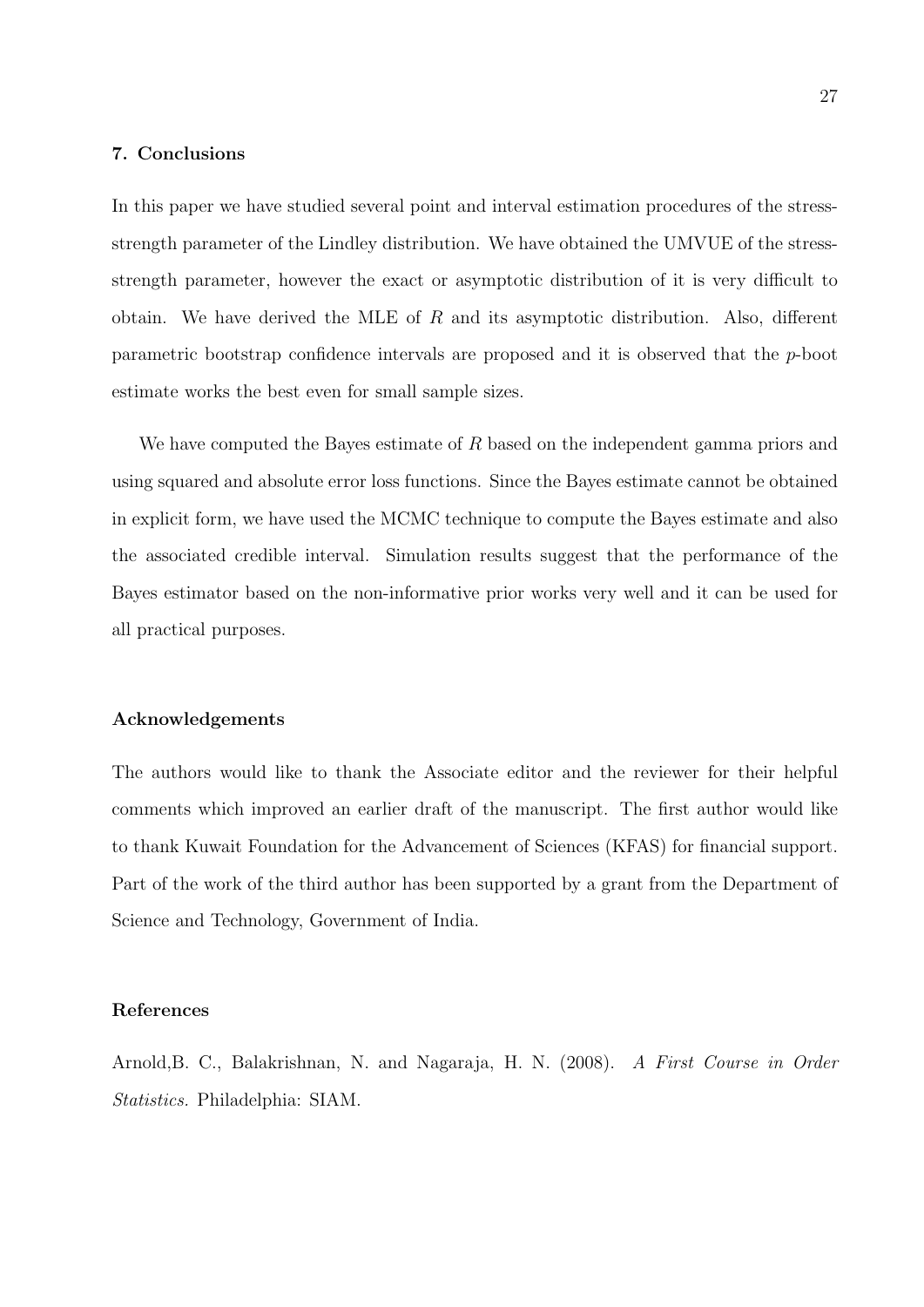## 7. Conclusions

In this paper we have studied several point and interval estimation procedures of the stress-strength parameter of the Lindley distribution. We have obtained the UMVUE of the stress-strength parameter, however the exact or asymptotic distribution of it is very difficult to obtain. We have derived the MLE of $R$ and its asymptotic distribution. Also, different parametric bootstrap confidence intervals are proposed and it is observed that the $p$-boot estimate works the best even for small sample sizes.

We have computed the Bayes estimate of $R$ based on the independent gamma priors and using squared and absolute error loss functions. Since the Bayes estimate cannot be obtained in explicit form, we have used the MCMC technique to compute the Bayes estimate and also the associated credible interval. Simulation results suggest that the performance of the Bayes estimator based on the non-informative prior works very well and it can be used for all practical purposes.

## Acknowledgements

The authors would like to thank the Associate editor and the reviewer for their helpful comments which improved an earlier draft of the manuscript. The first author would like to thank Kuwait Foundation for the Advancement of Sciences (KFAS) for financial support. Part of the work of the third author has been supported by a grant from the Department of Science and Technology, Government of India.

## References

Arnold,B. C., Balakrishnan, N. and Nagaraja, H. N. (2008). *A First Course in Order Statistics.* Philadelphia: SIAM.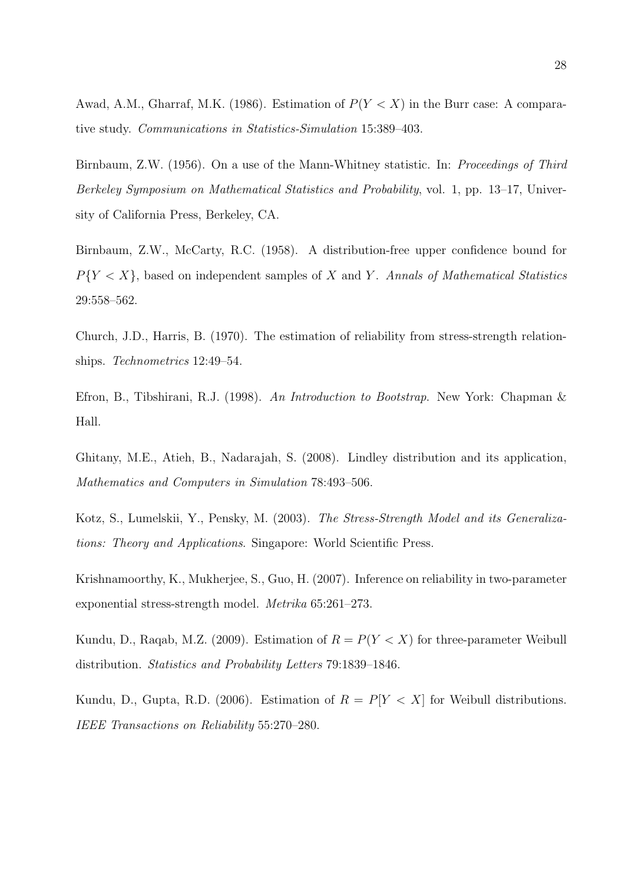Awad, A.M., Gharraf, M.K. (1986). Estimation of $P(Y < X)$ in the Burr case: A comparative study. *Communications in Statistics-Simulation* 15:389–403.

Birnbaum, Z.W. (1956). On a use of the Mann-Whitney statistic. In: *Proceedings of Third Berkeley Symposium on Mathematical Statistics and Probability*, vol. 1, pp. 13–17, University of California Press, Berkeley, CA.

Birnbaum, Z.W., McCarty, R.C. (1958). A distribution-free upper confidence bound for $P\{Y < X\}$, based on independent samples of $X$ and $Y$. *Annals of Mathematical Statistics* 29:558–562.

Church, J.D., Harris, B. (1970). The estimation of reliability from stress-strength relationships. *Technometrics* 12:49–54.

Efron, B., Tibshirani, R.J. (1998). *An Introduction to Bootstrap*. New York: Chapman & Hall.

Ghitany, M.E., Atieh, B., Nadarajah, S. (2008). Lindley distribution and its application, *Mathematics and Computers in Simulation* 78:493–506.

Kotz, S., Lumelskii, Y., Pensky, M. (2003). *The Stress-Strength Model and its Generalizations: Theory and Applications*. Singapore: World Scientific Press.

Krishnamoorthy, K., Mukherjee, S., Guo, H. (2007). Inference on reliability in two-parameter exponential stress-strength model. *Metrika* 65:261–273.

Kundu, D., Raqab, M.Z. (2009). Estimation of $R = P(Y < X)$ for three-parameter Weibull distribution. *Statistics and Probability Letters* 79:1839–1846.

Kundu, D., Gupta, R.D. (2006). Estimation of $R = P[Y < X]$ for Weibull distributions. *IEEE Transactions on Reliability* 55:270–280.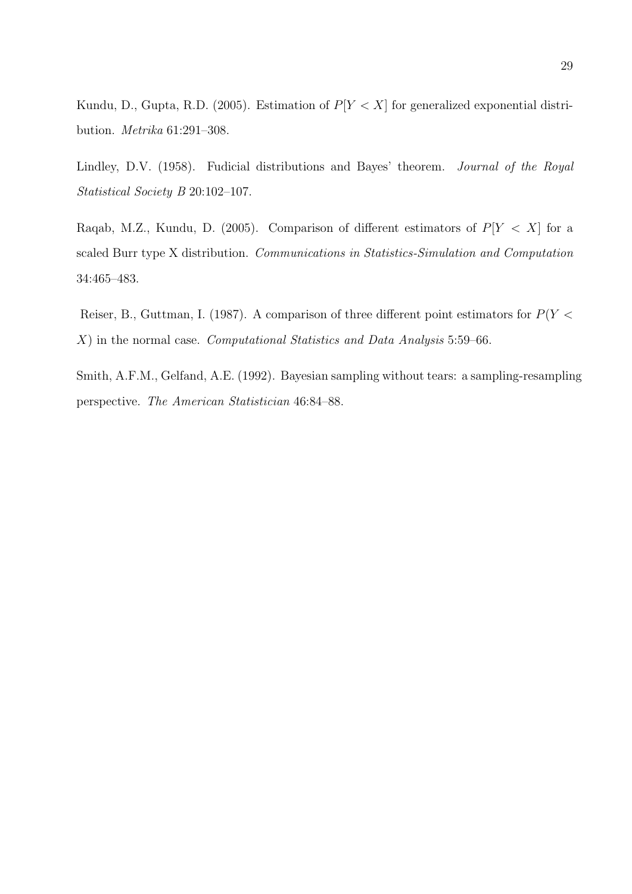Kundu, D., Gupta, R.D. (2005). Estimation of $P[Y < X]$ for generalized exponential distribution. *Metrika* 61:291–308.

Lindley, D.V. (1958). Fudicial distributions and Bayes' theorem. *Journal of the Royal Statistical Society B* 20:102–107.

Raqab, M.Z., Kundu, D. (2005). Comparison of different estimators of $P[Y < X]$ for a scaled Burr type X distribution. *Communications in Statistics-Simulation and Computation* 34:465–483.

Reiser, B., Guttman, I. (1987). A comparison of three different point estimators for $P(Y < X)$ in the normal case. *Computational Statistics and Data Analysis* 5:59–66.

Smith, A.F.M., Gelfand, A.E. (1992). Bayesian sampling without tears: a sampling-resampling perspective. *The American Statistician* 46:84–88.